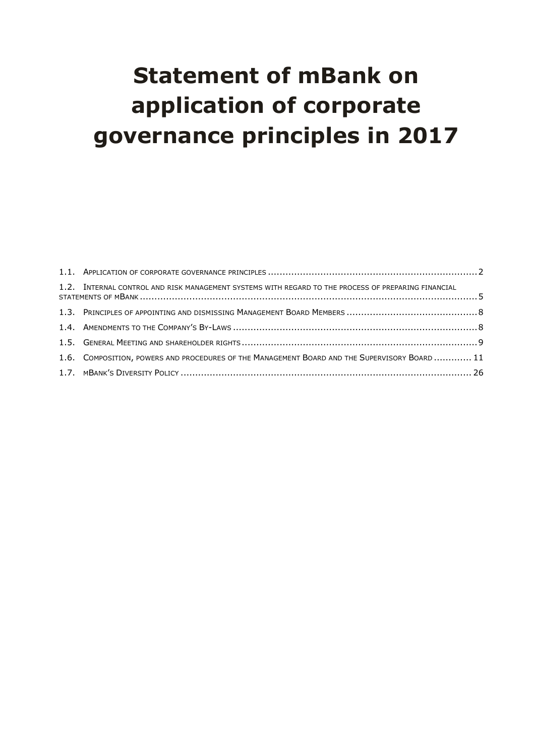# Statement of mBank on application of corporate governance principles in 2017

1.1. Application of corporate governance principles ........ 2

1.2. Internal control and risk management systems with regard to the process of preparing financial statements of mBank ........ 5

1.3. Principles of appointing and dismissing Management Board Members ........ 8

1.4. Amendments to the Company's By-Laws ........ 8

1.5. General Meeting and shareholder rights ........ 9

1.6. Composition, powers and procedures of the Management Board and the Supervisory Board ........ 11

1.7. mBank's Diversity Policy ........ 26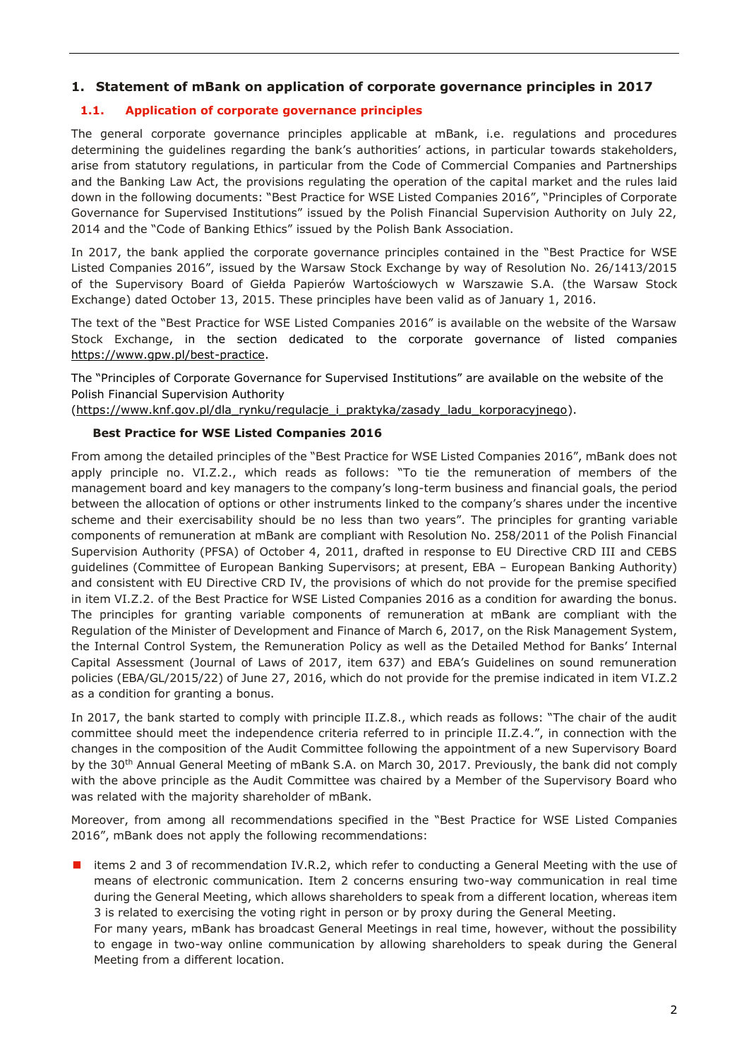# 1. Statement of mBank on application of corporate governance principles in 2017

## 1.1. Application of corporate governance principles

The general corporate governance principles applicable at mBank, i.e. regulations and procedures determining the guidelines regarding the bank's authorities' actions, in particular towards stakeholders, arise from statutory regulations, in particular from the Code of Commercial Companies and Partnerships and the Banking Law Act, the provisions regulating the operation of the capital market and the rules laid down in the following documents: "Best Practice for WSE Listed Companies 2016", "Principles of Corporate Governance for Supervised Institutions" issued by the Polish Financial Supervision Authority on July 22, 2014 and the "Code of Banking Ethics" issued by the Polish Bank Association.

In 2017, the bank applied the corporate governance principles contained in the "Best Practice for WSE Listed Companies 2016", issued by the Warsaw Stock Exchange by way of Resolution No. 26/1413/2015 of the Supervisory Board of Giełda Papierów Wartościowych w Warszawie S.A. (the Warsaw Stock Exchange) dated October 13, 2015. These principles have been valid as of January 1, 2016.

The text of the "Best Practice for WSE Listed Companies 2016" is available on the website of the Warsaw Stock Exchange, in the section dedicated to the corporate governance of listed companies https://www.gpw.pl/best-practice.

The "Principles of Corporate Governance for Supervised Institutions" are available on the website of the Polish Financial Supervision Authority (https://www.knf.gov.pl/dla_rynku/regulacje_i_praktyka/zasady_ladu_korporacyjnego).

### Best Practice for WSE Listed Companies 2016

From among the detailed principles of the "Best Practice for WSE Listed Companies 2016", mBank does not apply principle no. VI.Z.2., which reads as follows: "To tie the remuneration of members of the management board and key managers to the company's long-term business and financial goals, the period between the allocation of options or other instruments linked to the company's shares under the incentive scheme and their exercisability should be no less than two years". The principles for granting variable components of remuneration at mBank are compliant with Resolution No. 258/2011 of the Polish Financial Supervision Authority (PFSA) of October 4, 2011, drafted in response to EU Directive CRD III and CEBS guidelines (Committee of European Banking Supervisors; at present, EBA – European Banking Authority) and consistent with EU Directive CRD IV, the provisions of which do not provide for the premise specified in item VI.Z.2. of the Best Practice for WSE Listed Companies 2016 as a condition for awarding the bonus. The principles for granting variable components of remuneration at mBank are compliant with the Regulation of the Minister of Development and Finance of March 6, 2017, on the Risk Management System, the Internal Control System, the Remuneration Policy as well as the Detailed Method for Banks' Internal Capital Assessment (Journal of Laws of 2017, item 637) and EBA's Guidelines on sound remuneration policies (EBA/GL/2015/22) of June 27, 2016, which do not provide for the premise indicated in item VI.Z.2 as a condition for granting a bonus.

In 2017, the bank started to comply with principle II.Z.8., which reads as follows: "The chair of the audit committee should meet the independence criteria referred to in principle II.Z.4.", in connection with the changes in the composition of the Audit Committee following the appointment of a new Supervisory Board by the 30th Annual General Meeting of mBank S.A. on March 30, 2017. Previously, the bank did not comply with the above principle as the Audit Committee was chaired by a Member of the Supervisory Board who was related with the majority shareholder of mBank.

Moreover, from among all recommendations specified in the "Best Practice for WSE Listed Companies 2016", mBank does not apply the following recommendations:

- items 2 and 3 of recommendation IV.R.2, which refer to conducting a General Meeting with the use of means of electronic communication. Item 2 concerns ensuring two-way communication in real time during the General Meeting, which allows shareholders to speak from a different location, whereas item 3 is related to exercising the voting right in person or by proxy during the General Meeting.
  For many years, mBank has broadcast General Meetings in real time, however, without the possibility to engage in two-way online communication by allowing shareholders to speak during the General Meeting from a different location.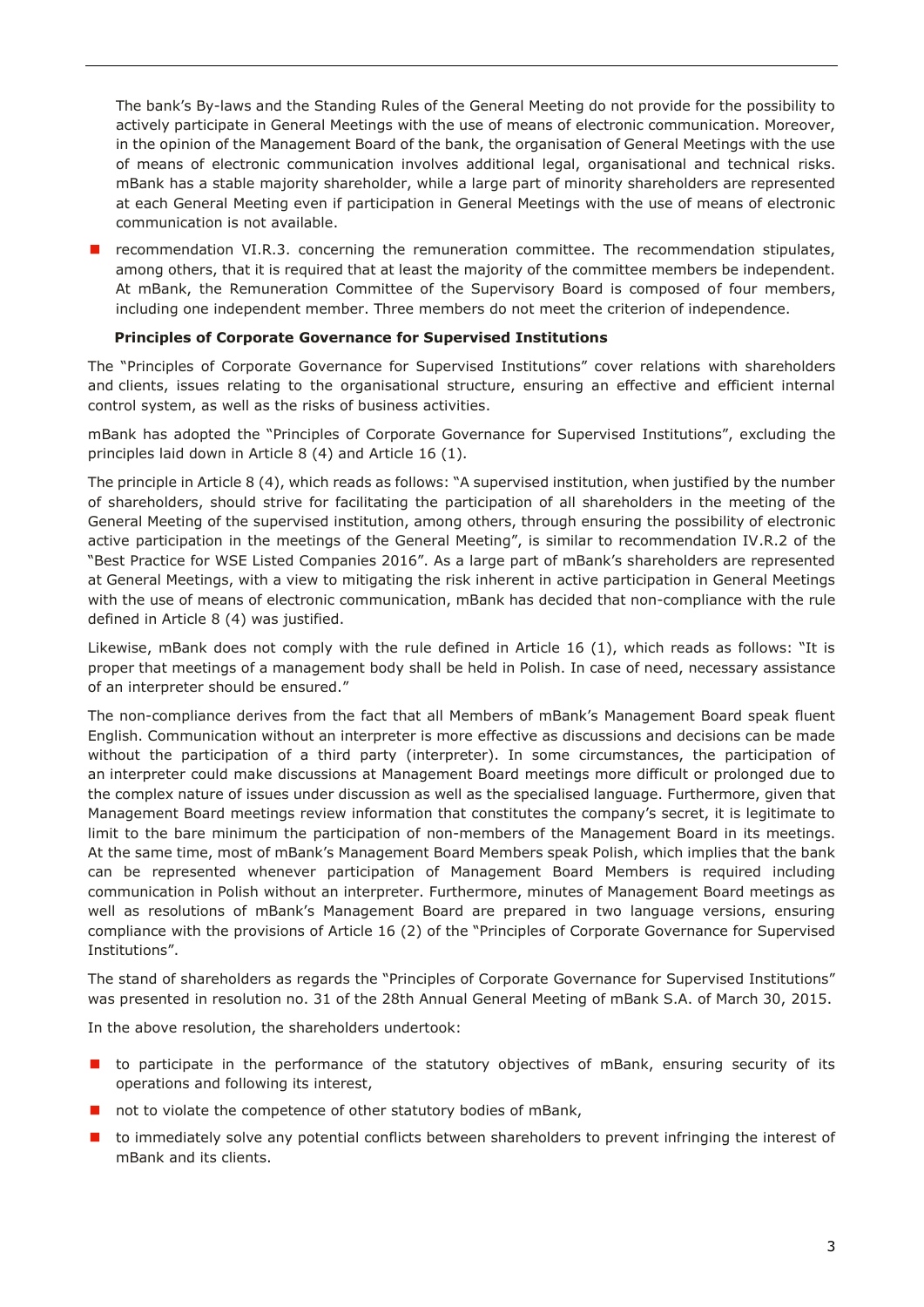The bank's By-laws and the Standing Rules of the General Meeting do not provide for the possibility to actively participate in General Meetings with the use of means of electronic communication. Moreover, in the opinion of the Management Board of the bank, the organisation of General Meetings with the use of means of electronic communication involves additional legal, organisational and technical risks. mBank has a stable majority shareholder, while a large part of minority shareholders are represented at each General Meeting even if participation in General Meetings with the use of means of electronic communication is not available.

- recommendation VI.R.3. concerning the remuneration committee. The recommendation stipulates, among others, that it is required that at least the majority of the committee members be independent. At mBank, the Remuneration Committee of the Supervisory Board is composed of four members, including one independent member. Three members do not meet the criterion of independence.

**Principles of Corporate Governance for Supervised Institutions**

The "Principles of Corporate Governance for Supervised Institutions" cover relations with shareholders and clients, issues relating to the organisational structure, ensuring an effective and efficient internal control system, as well as the risks of business activities.

mBank has adopted the "Principles of Corporate Governance for Supervised Institutions", excluding the principles laid down in Article 8 (4) and Article 16 (1).

The principle in Article 8 (4), which reads as follows: "A supervised institution, when justified by the number of shareholders, should strive for facilitating the participation of all shareholders in the meeting of the General Meeting of the supervised institution, among others, through ensuring the possibility of electronic active participation in the meetings of the General Meeting", is similar to recommendation IV.R.2 of the "Best Practice for WSE Listed Companies 2016". As a large part of mBank's shareholders are represented at General Meetings, with a view to mitigating the risk inherent in active participation in General Meetings with the use of means of electronic communication, mBank has decided that non-compliance with the rule defined in Article 8 (4) was justified.

Likewise, mBank does not comply with the rule defined in Article 16 (1), which reads as follows: "It is proper that meetings of a management body shall be held in Polish. In case of need, necessary assistance of an interpreter should be ensured."

The non-compliance derives from the fact that all Members of mBank's Management Board speak fluent English. Communication without an interpreter is more effective as discussions and decisions can be made without the participation of a third party (interpreter). In some circumstances, the participation of an interpreter could make discussions at Management Board meetings more difficult or prolonged due to the complex nature of issues under discussion as well as the specialised language. Furthermore, given that Management Board meetings review information that constitutes the company's secret, it is legitimate to limit to the bare minimum the participation of non-members of the Management Board in its meetings. At the same time, most of mBank's Management Board Members speak Polish, which implies that the bank can be represented whenever participation of Management Board Members is required including communication in Polish without an interpreter. Furthermore, minutes of Management Board meetings as well as resolutions of mBank's Management Board are prepared in two language versions, ensuring compliance with the provisions of Article 16 (2) of the "Principles of Corporate Governance for Supervised Institutions".

The stand of shareholders as regards the "Principles of Corporate Governance for Supervised Institutions" was presented in resolution no. 31 of the 28th Annual General Meeting of mBank S.A. of March 30, 2015.

In the above resolution, the shareholders undertook:

- to participate in the performance of the statutory objectives of mBank, ensuring security of its operations and following its interest,
- not to violate the competence of other statutory bodies of mBank,
- to immediately solve any potential conflicts between shareholders to prevent infringing the interest of mBank and its clients.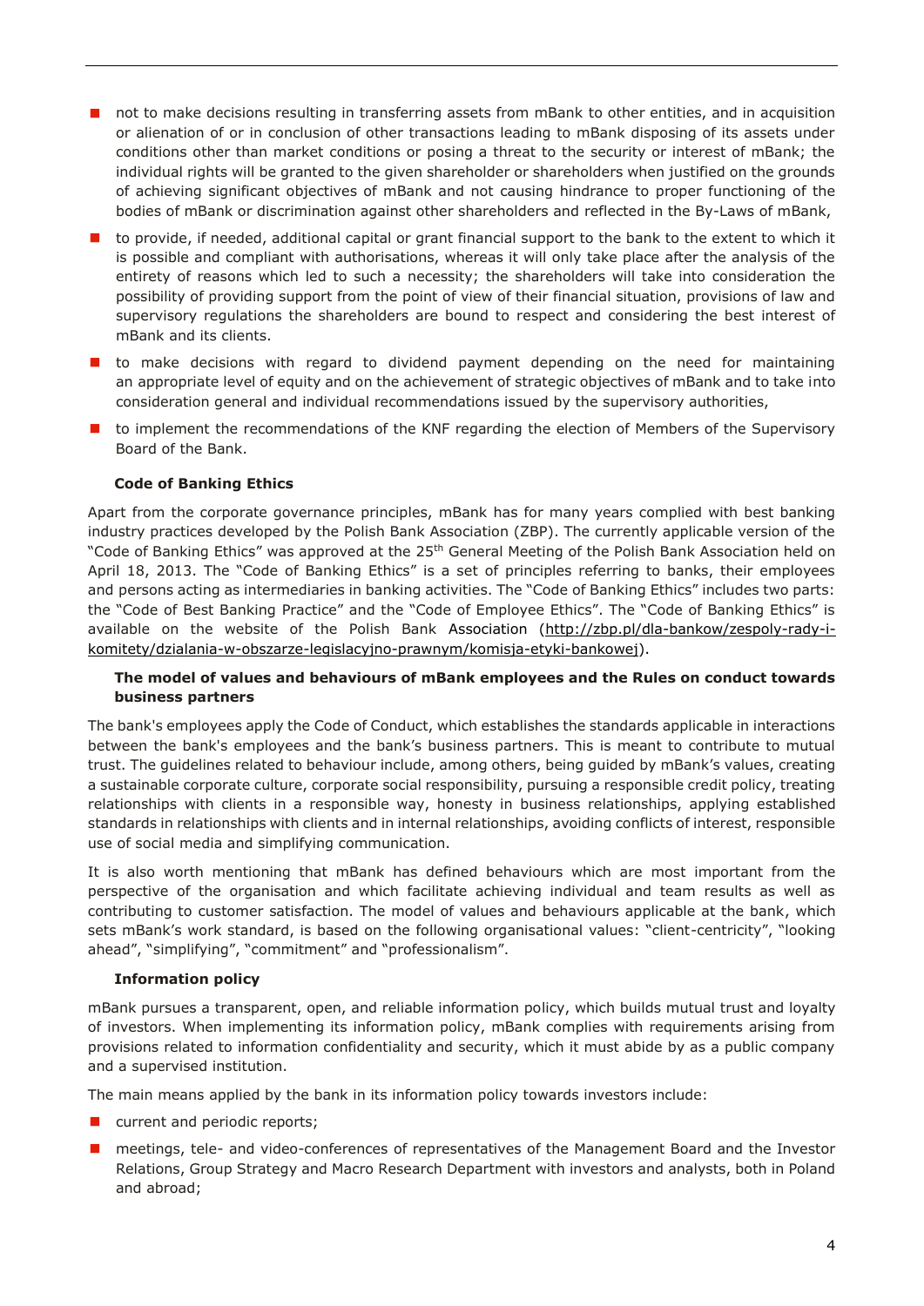- not to make decisions resulting in transferring assets from mBank to other entities, and in acquisition or alienation of or in conclusion of other transactions leading to mBank disposing of its assets under conditions other than market conditions or posing a threat to the security or interest of mBank; the individual rights will be granted to the given shareholder or shareholders when justified on the grounds of achieving significant objectives of mBank and not causing hindrance to proper functioning of the bodies of mBank or discrimination against other shareholders and reflected in the By-Laws of mBank,
- to provide, if needed, additional capital or grant financial support to the bank to the extent to which it is possible and compliant with authorisations, whereas it will only take place after the analysis of the entirety of reasons which led to such a necessity; the shareholders will take into consideration the possibility of providing support from the point of view of their financial situation, provisions of law and supervisory regulations the shareholders are bound to respect and considering the best interest of mBank and its clients.
- to make decisions with regard to dividend payment depending on the need for maintaining an appropriate level of equity and on the achievement of strategic objectives of mBank and to take into consideration general and individual recommendations issued by the supervisory authorities,
- to implement the recommendations of the KNF regarding the election of Members of the Supervisory Board of the Bank.

**Code of Banking Ethics**

Apart from the corporate governance principles, mBank has for many years complied with best banking industry practices developed by the Polish Bank Association (ZBP). The currently applicable version of the "Code of Banking Ethics" was approved at the 25th General Meeting of the Polish Bank Association held on April 18, 2013. The "Code of Banking Ethics" is a set of principles referring to banks, their employees and persons acting as intermediaries in banking activities. The "Code of Banking Ethics" includes two parts: the "Code of Best Banking Practice" and the "Code of Employee Ethics". The "Code of Banking Ethics" is available on the website of the Polish Bank Association (http://zbp.pl/dla-bankow/zespoly-rady-i-komitety/dzialania-w-obszarze-legislacyjno-prawnym/komisja-etyki-bankowej).

**The model of values and behaviours of mBank employees and the Rules on conduct towards business partners**

The bank's employees apply the Code of Conduct, which establishes the standards applicable in interactions between the bank's employees and the bank's business partners. This is meant to contribute to mutual trust. The guidelines related to behaviour include, among others, being guided by mBank's values, creating a sustainable corporate culture, corporate social responsibility, pursuing a responsible credit policy, treating relationships with clients in a responsible way, honesty in business relationships, applying established standards in relationships with clients and in internal relationships, avoiding conflicts of interest, responsible use of social media and simplifying communication.

It is also worth mentioning that mBank has defined behaviours which are most important from the perspective of the organisation and which facilitate achieving individual and team results as well as contributing to customer satisfaction. The model of values and behaviours applicable at the bank, which sets mBank's work standard, is based on the following organisational values: "client-centricity", "looking ahead", "simplifying", "commitment" and "professionalism".

**Information policy**

mBank pursues a transparent, open, and reliable information policy, which builds mutual trust and loyalty of investors. When implementing its information policy, mBank complies with requirements arising from provisions related to information confidentiality and security, which it must abide by as a public company and a supervised institution.

The main means applied by the bank in its information policy towards investors include:

- current and periodic reports;
- meetings, tele- and video-conferences of representatives of the Management Board and the Investor Relations, Group Strategy and Macro Research Department with investors and analysts, both in Poland and abroad;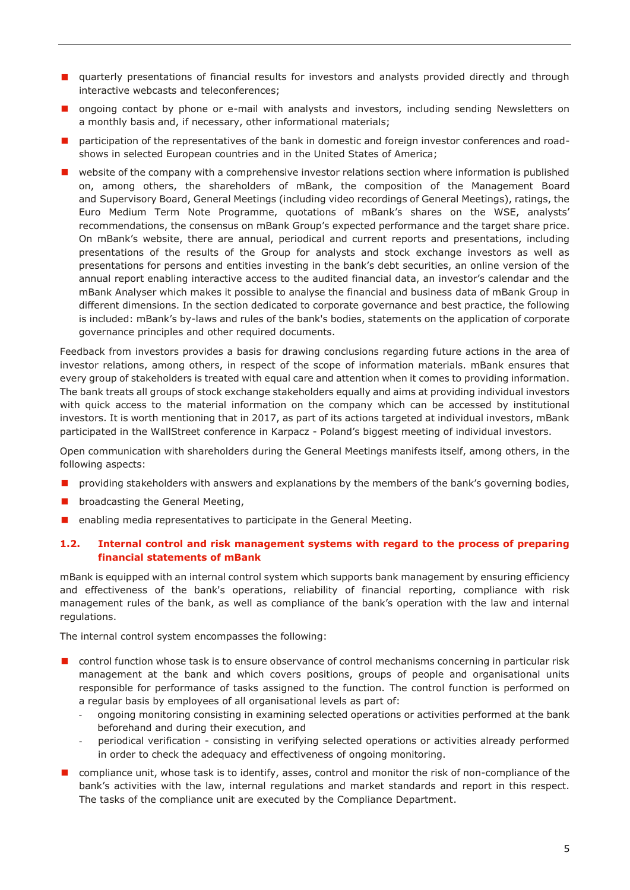- quarterly presentations of financial results for investors and analysts provided directly and through interactive webcasts and teleconferences;
- ongoing contact by phone or e-mail with analysts and investors, including sending Newsletters on a monthly basis and, if necessary, other informational materials;
- participation of the representatives of the bank in domestic and foreign investor conferences and road-shows in selected European countries and in the United States of America;
- website of the company with a comprehensive investor relations section where information is published on, among others, the shareholders of mBank, the composition of the Management Board and Supervisory Board, General Meetings (including video recordings of General Meetings), ratings, the Euro Medium Term Note Programme, quotations of mBank's shares on the WSE, analysts' recommendations, the consensus on mBank Group's expected performance and the target share price. On mBank's website, there are annual, periodical and current reports and presentations, including presentations of the results of the Group for analysts and stock exchange investors as well as presentations for persons and entities investing in the bank's debt securities, an online version of the annual report enabling interactive access to the audited financial data, an investor's calendar and the mBank Analyser which makes it possible to analyse the financial and business data of mBank Group in different dimensions. In the section dedicated to corporate governance and best practice, the following is included: mBank's by-laws and rules of the bank's bodies, statements on the application of corporate governance principles and other required documents.

Feedback from investors provides a basis for drawing conclusions regarding future actions in the area of investor relations, among others, in respect of the scope of information materials. mBank ensures that every group of stakeholders is treated with equal care and attention when it comes to providing information. The bank treats all groups of stock exchange stakeholders equally and aims at providing individual investors with quick access to the material information on the company which can be accessed by institutional investors. It is worth mentioning that in 2017, as part of its actions targeted at individual investors, mBank participated in the WallStreet conference in Karpacz - Poland's biggest meeting of individual investors.

Open communication with shareholders during the General Meetings manifests itself, among others, in the following aspects:

- providing stakeholders with answers and explanations by the members of the bank's governing bodies,
- broadcasting the General Meeting,
- enabling media representatives to participate in the General Meeting.

### 1.2. Internal control and risk management systems with regard to the process of preparing financial statements of mBank

mBank is equipped with an internal control system which supports bank management by ensuring efficiency and effectiveness of the bank's operations, reliability of financial reporting, compliance with risk management rules of the bank, as well as compliance of the bank's operation with the law and internal regulations.

The internal control system encompasses the following:

- control function whose task is to ensure observance of control mechanisms concerning in particular risk management at the bank and which covers positions, groups of people and organisational units responsible for performance of tasks assigned to the function. The control function is performed on a regular basis by employees of all organisational levels as part of:
  - ongoing monitoring consisting in examining selected operations or activities performed at the bank beforehand and during their execution, and
  - periodical verification - consisting in verifying selected operations or activities already performed in order to check the adequacy and effectiveness of ongoing monitoring.
- compliance unit, whose task is to identify, asses, control and monitor the risk of non-compliance of the bank's activities with the law, internal regulations and market standards and report in this respect. The tasks of the compliance unit are executed by the Compliance Department.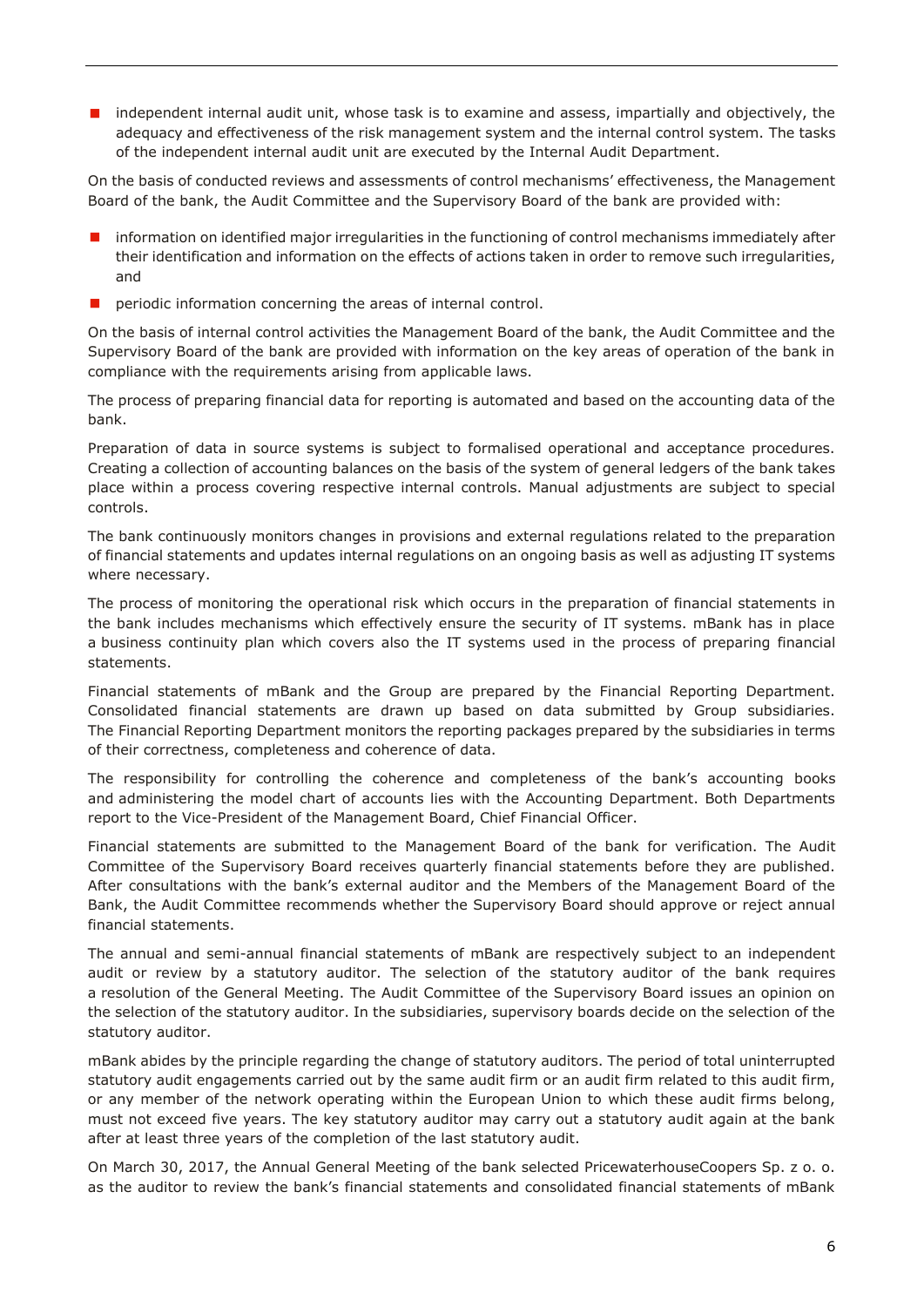- independent internal audit unit, whose task is to examine and assess, impartially and objectively, the adequacy and effectiveness of the risk management system and the internal control system. The tasks of the independent internal audit unit are executed by the Internal Audit Department.

On the basis of conducted reviews and assessments of control mechanisms' effectiveness, the Management Board of the bank, the Audit Committee and the Supervisory Board of the bank are provided with:

- information on identified major irregularities in the functioning of control mechanisms immediately after their identification and information on the effects of actions taken in order to remove such irregularities, and
- periodic information concerning the areas of internal control.

On the basis of internal control activities the Management Board of the bank, the Audit Committee and the Supervisory Board of the bank are provided with information on the key areas of operation of the bank in compliance with the requirements arising from applicable laws.

The process of preparing financial data for reporting is automated and based on the accounting data of the bank.

Preparation of data in source systems is subject to formalised operational and acceptance procedures. Creating a collection of accounting balances on the basis of the system of general ledgers of the bank takes place within a process covering respective internal controls. Manual adjustments are subject to special controls.

The bank continuously monitors changes in provisions and external regulations related to the preparation of financial statements and updates internal regulations on an ongoing basis as well as adjusting IT systems where necessary.

The process of monitoring the operational risk which occurs in the preparation of financial statements in the bank includes mechanisms which effectively ensure the security of IT systems. mBank has in place a business continuity plan which covers also the IT systems used in the process of preparing financial statements.

Financial statements of mBank and the Group are prepared by the Financial Reporting Department. Consolidated financial statements are drawn up based on data submitted by Group subsidiaries. The Financial Reporting Department monitors the reporting packages prepared by the subsidiaries in terms of their correctness, completeness and coherence of data.

The responsibility for controlling the coherence and completeness of the bank's accounting books and administering the model chart of accounts lies with the Accounting Department. Both Departments report to the Vice-President of the Management Board, Chief Financial Officer.

Financial statements are submitted to the Management Board of the bank for verification. The Audit Committee of the Supervisory Board receives quarterly financial statements before they are published. After consultations with the bank's external auditor and the Members of the Management Board of the Bank, the Audit Committee recommends whether the Supervisory Board should approve or reject annual financial statements.

The annual and semi-annual financial statements of mBank are respectively subject to an independent audit or review by a statutory auditor. The selection of the statutory auditor of the bank requires a resolution of the General Meeting. The Audit Committee of the Supervisory Board issues an opinion on the selection of the statutory auditor. In the subsidiaries, supervisory boards decide on the selection of the statutory auditor.

mBank abides by the principle regarding the change of statutory auditors. The period of total uninterrupted statutory audit engagements carried out by the same audit firm or an audit firm related to this audit firm, or any member of the network operating within the European Union to which these audit firms belong, must not exceed five years. The key statutory auditor may carry out a statutory audit again at the bank after at least three years of the completion of the last statutory audit.

On March 30, 2017, the Annual General Meeting of the bank selected PricewaterhouseCoopers Sp. z o. o. as the auditor to review the bank's financial statements and consolidated financial statements of mBank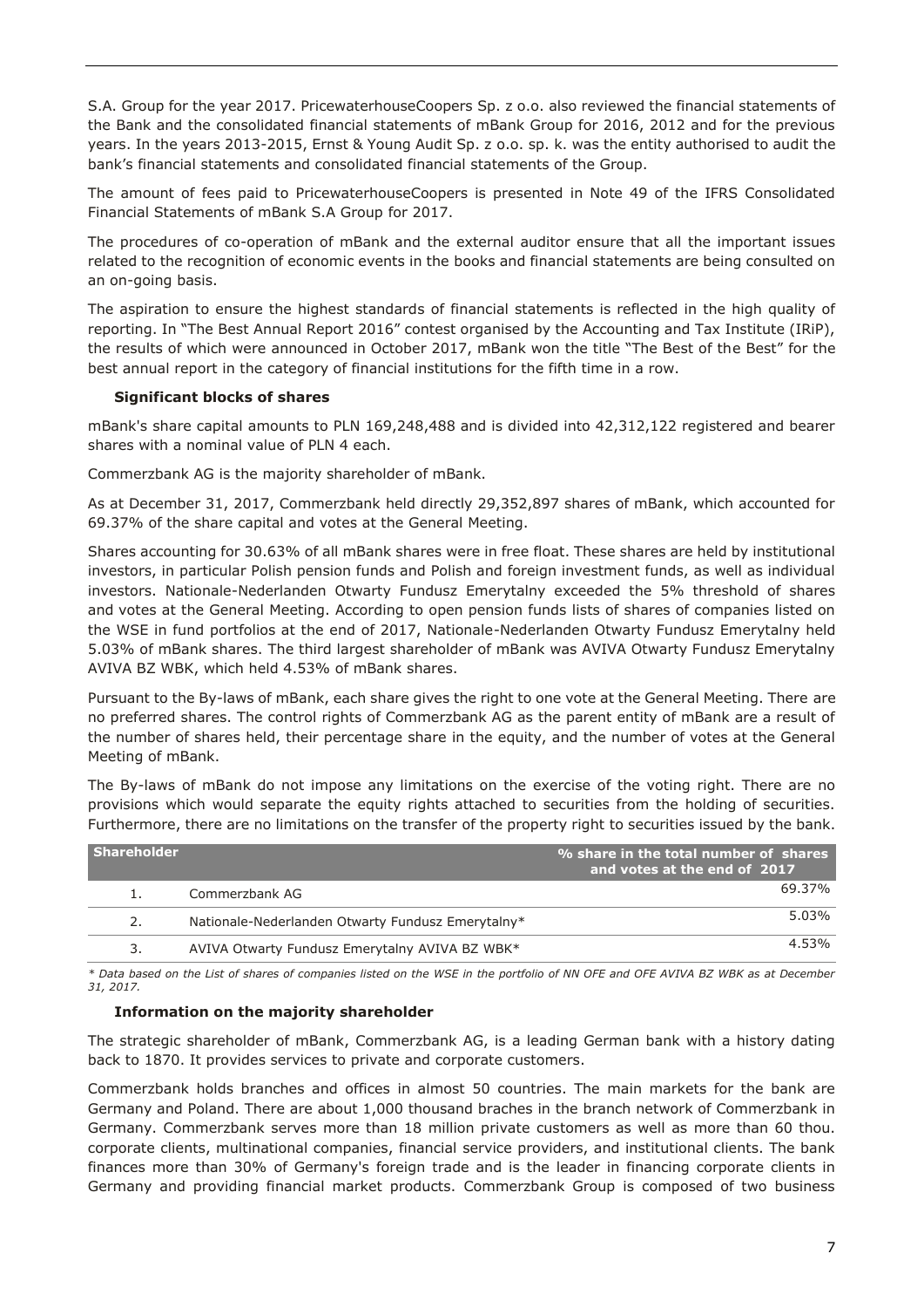S.A. Group for the year 2017. PricewaterhouseCoopers Sp. z o.o. also reviewed the financial statements of the Bank and the consolidated financial statements of mBank Group for 2016, 2012 and for the previous years. In the years 2013-2015, Ernst & Young Audit Sp. z o.o. sp. k. was the entity authorised to audit the bank's financial statements and consolidated financial statements of the Group.

The amount of fees paid to PricewaterhouseCoopers is presented in Note 49 of the IFRS Consolidated Financial Statements of mBank S.A Group for 2017.

The procedures of co-operation of mBank and the external auditor ensure that all the important issues related to the recognition of economic events in the books and financial statements are being consulted on an on-going basis.

The aspiration to ensure the highest standards of financial statements is reflected in the high quality of reporting. In "The Best Annual Report 2016" contest organised by the Accounting and Tax Institute (IRiP), the results of which were announced in October 2017, mBank won the title "The Best of the Best" for the best annual report in the category of financial institutions for the fifth time in a row.

### Significant blocks of shares

mBank's share capital amounts to PLN 169,248,488 and is divided into 42,312,122 registered and bearer shares with a nominal value of PLN 4 each.

Commerzbank AG is the majority shareholder of mBank.

As at December 31, 2017, Commerzbank held directly 29,352,897 shares of mBank, which accounted for 69.37% of the share capital and votes at the General Meeting.

Shares accounting for 30.63% of all mBank shares were in free float. These shares are held by institutional investors, in particular Polish pension funds and Polish and foreign investment funds, as well as individual investors. Nationale-Nederlanden Otwarty Fundusz Emerytalny exceeded the 5% threshold of shares and votes at the General Meeting. According to open pension funds lists of shares of companies listed on the WSE in fund portfolios at the end of 2017, Nationale-Nederlanden Otwarty Fundusz Emerytalny held 5.03% of mBank shares. The third largest shareholder of mBank was AVIVA Otwarty Fundusz Emerytalny AVIVA BZ WBK, which held 4.53% of mBank shares.

Pursuant to the By-laws of mBank, each share gives the right to one vote at the General Meeting. There are no preferred shares. The control rights of Commerzbank AG as the parent entity of mBank are a result of the number of shares held, their percentage share in the equity, and the number of votes at the General Meeting of mBank.

The By-laws of mBank do not impose any limitations on the exercise of the voting right. There are no provisions which would separate the equity rights attached to securities from the holding of securities. Furthermore, there are no limitations on the transfer of the property right to securities issued by the bank.

| Shareholder | | % share in the total number of shares and votes at the end of 2017 |
|---|---|---|
| 1. | Commerzbank AG | 69.37% |
| 2. | Nationale-Nederlanden Otwarty Fundusz Emerytalny* | 5.03% |
| 3. | AVIVA Otwarty Fundusz Emerytalny AVIVA BZ WBK* | 4.53% |

*\* Data based on the List of shares of companies listed on the WSE in the portfolio of NN OFE and OFE AVIVA BZ WBK as at December 31, 2017.*

### Information on the majority shareholder

The strategic shareholder of mBank, Commerzbank AG, is a leading German bank with a history dating back to 1870. It provides services to private and corporate customers.

Commerzbank holds branches and offices in almost 50 countries. The main markets for the bank are Germany and Poland. There are about 1,000 thousand braches in the branch network of Commerzbank in Germany. Commerzbank serves more than 18 million private customers as well as more than 60 thou. corporate clients, multinational companies, financial service providers, and institutional clients. The bank finances more than 30% of Germany's foreign trade and is the leader in financing corporate clients in Germany and providing financial market products. Commerzbank Group is composed of two business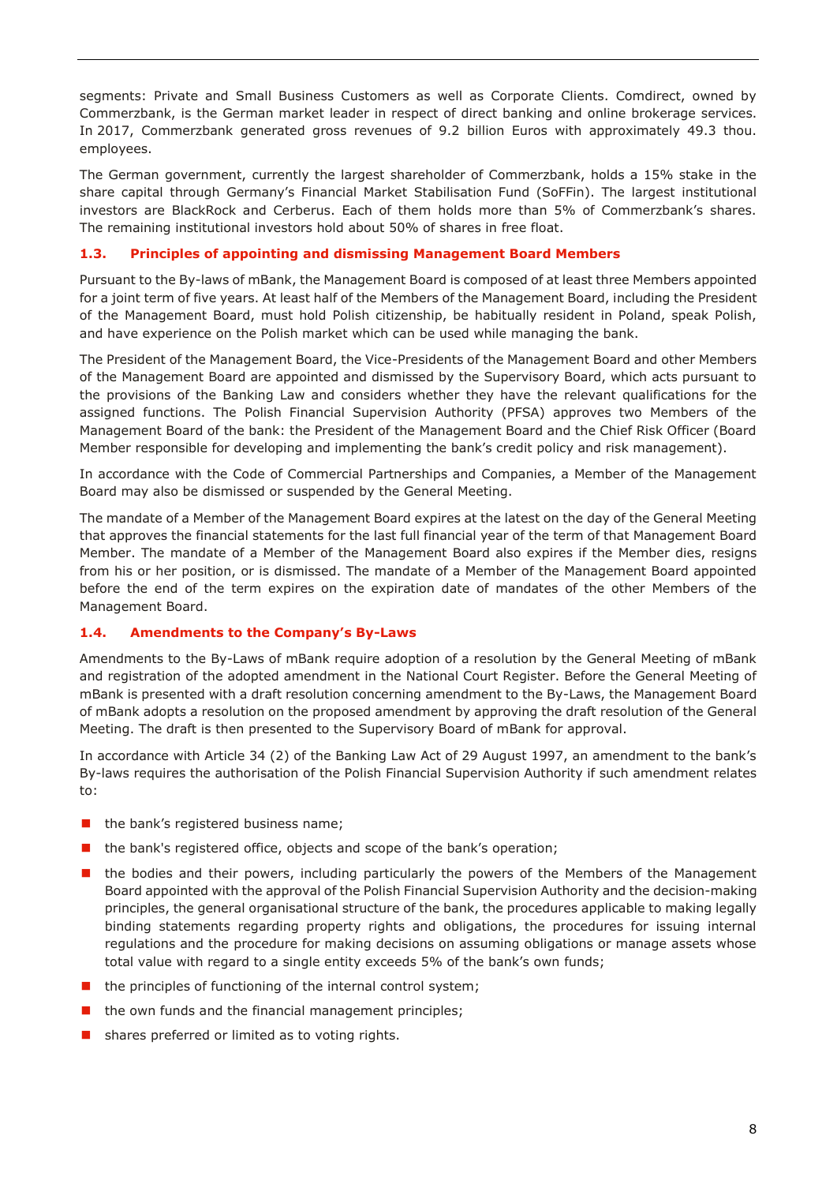segments: Private and Small Business Customers as well as Corporate Clients. Comdirect, owned by Commerzbank, is the German market leader in respect of direct banking and online brokerage services. In 2017, Commerzbank generated gross revenues of 9.2 billion Euros with approximately 49.3 thou. employees.

The German government, currently the largest shareholder of Commerzbank, holds a 15% stake in the share capital through Germany's Financial Market Stabilisation Fund (SoFFin). The largest institutional investors are BlackRock and Cerberus. Each of them holds more than 5% of Commerzbank's shares. The remaining institutional investors hold about 50% of shares in free float.

### 1.3. Principles of appointing and dismissing Management Board Members

Pursuant to the By-laws of mBank, the Management Board is composed of at least three Members appointed for a joint term of five years. At least half of the Members of the Management Board, including the President of the Management Board, must hold Polish citizenship, be habitually resident in Poland, speak Polish, and have experience on the Polish market which can be used while managing the bank.

The President of the Management Board, the Vice-Presidents of the Management Board and other Members of the Management Board are appointed and dismissed by the Supervisory Board, which acts pursuant to the provisions of the Banking Law and considers whether they have the relevant qualifications for the assigned functions. The Polish Financial Supervision Authority (PFSA) approves two Members of the Management Board of the bank: the President of the Management Board and the Chief Risk Officer (Board Member responsible for developing and implementing the bank's credit policy and risk management).

In accordance with the Code of Commercial Partnerships and Companies, a Member of the Management Board may also be dismissed or suspended by the General Meeting.

The mandate of a Member of the Management Board expires at the latest on the day of the General Meeting that approves the financial statements for the last full financial year of the term of that Management Board Member. The mandate of a Member of the Management Board also expires if the Member dies, resigns from his or her position, or is dismissed. The mandate of a Member of the Management Board appointed before the end of the term expires on the expiration date of mandates of the other Members of the Management Board.

### 1.4. Amendments to the Company's By-Laws

Amendments to the By-Laws of mBank require adoption of a resolution by the General Meeting of mBank and registration of the adopted amendment in the National Court Register. Before the General Meeting of mBank is presented with a draft resolution concerning amendment to the By-Laws, the Management Board of mBank adopts a resolution on the proposed amendment by approving the draft resolution of the General Meeting. The draft is then presented to the Supervisory Board of mBank for approval.

In accordance with Article 34 (2) of the Banking Law Act of 29 August 1997, an amendment to the bank's By-laws requires the authorisation of the Polish Financial Supervision Authority if such amendment relates to:

- the bank's registered business name;
- the bank's registered office, objects and scope of the bank's operation;
- the bodies and their powers, including particularly the powers of the Members of the Management Board appointed with the approval of the Polish Financial Supervision Authority and the decision-making principles, the general organisational structure of the bank, the procedures applicable to making legally binding statements regarding property rights and obligations, the procedures for issuing internal regulations and the procedure for making decisions on assuming obligations or manage assets whose total value with regard to a single entity exceeds 5% of the bank's own funds;
- the principles of functioning of the internal control system;
- the own funds and the financial management principles;
- shares preferred or limited as to voting rights.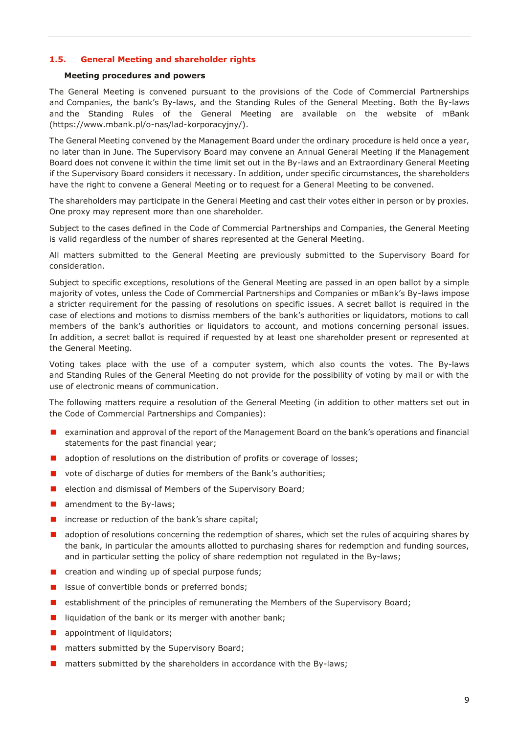## 1.5. General Meeting and shareholder rights

### Meeting procedures and powers

The General Meeting is convened pursuant to the provisions of the Code of Commercial Partnerships and Companies, the bank's By-laws, and the Standing Rules of the General Meeting. Both the By-laws and the Standing Rules of the General Meeting are available on the website of mBank (https://www.mbank.pl/o-nas/lad-korporacyjny/).

The General Meeting convened by the Management Board under the ordinary procedure is held once a year, no later than in June. The Supervisory Board may convene an Annual General Meeting if the Management Board does not convene it within the time limit set out in the By-laws and an Extraordinary General Meeting if the Supervisory Board considers it necessary. In addition, under specific circumstances, the shareholders have the right to convene a General Meeting or to request for a General Meeting to be convened.

The shareholders may participate in the General Meeting and cast their votes either in person or by proxies. One proxy may represent more than one shareholder.

Subject to the cases defined in the Code of Commercial Partnerships and Companies, the General Meeting is valid regardless of the number of shares represented at the General Meeting.

All matters submitted to the General Meeting are previously submitted to the Supervisory Board for consideration.

Subject to specific exceptions, resolutions of the General Meeting are passed in an open ballot by a simple majority of votes, unless the Code of Commercial Partnerships and Companies or mBank's By-laws impose a stricter requirement for the passing of resolutions on specific issues. A secret ballot is required in the case of elections and motions to dismiss members of the bank's authorities or liquidators, motions to call members of the bank's authorities or liquidators to account, and motions concerning personal issues. In addition, a secret ballot is required if requested by at least one shareholder present or represented at the General Meeting.

Voting takes place with the use of a computer system, which also counts the votes. The By-laws and Standing Rules of the General Meeting do not provide for the possibility of voting by mail or with the use of electronic means of communication.

The following matters require a resolution of the General Meeting (in addition to other matters set out in the Code of Commercial Partnerships and Companies):

- examination and approval of the report of the Management Board on the bank's operations and financial statements for the past financial year;
- adoption of resolutions on the distribution of profits or coverage of losses;
- vote of discharge of duties for members of the Bank's authorities;
- election and dismissal of Members of the Supervisory Board;
- amendment to the By-laws;
- increase or reduction of the bank's share capital;
- adoption of resolutions concerning the redemption of shares, which set the rules of acquiring shares by the bank, in particular the amounts allotted to purchasing shares for redemption and funding sources, and in particular setting the policy of share redemption not regulated in the By-laws;
- creation and winding up of special purpose funds;
- issue of convertible bonds or preferred bonds;
- establishment of the principles of remunerating the Members of the Supervisory Board;
- liquidation of the bank or its merger with another bank;
- appointment of liquidators;
- matters submitted by the Supervisory Board;
- matters submitted by the shareholders in accordance with the By-laws;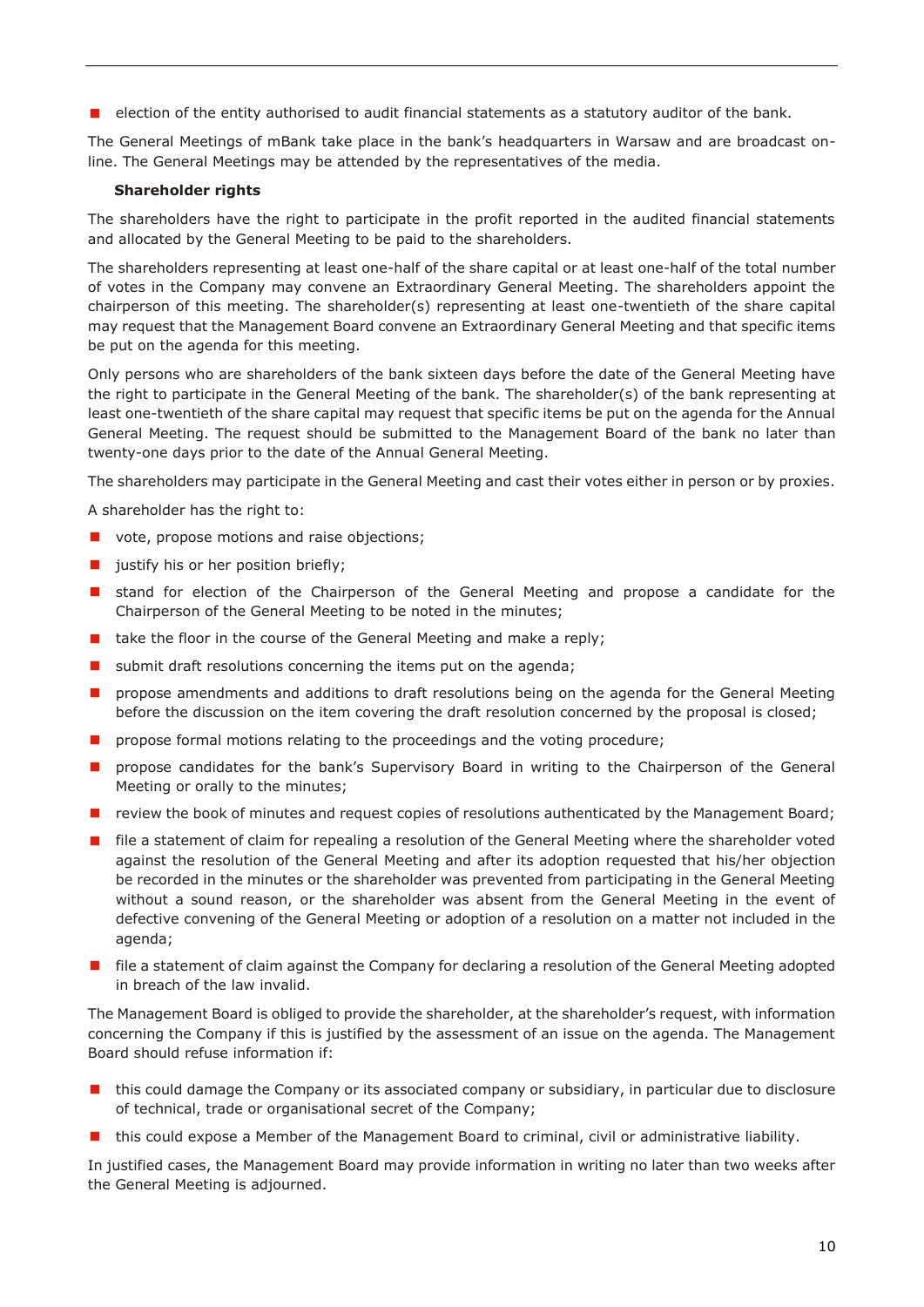- election of the entity authorised to audit financial statements as a statutory auditor of the bank.

The General Meetings of mBank take place in the bank's headquarters in Warsaw and are broadcast on-line. The General Meetings may be attended by the representatives of the media.

**Shareholder rights**

The shareholders have the right to participate in the profit reported in the audited financial statements and allocated by the General Meeting to be paid to the shareholders.

The shareholders representing at least one-half of the share capital or at least one-half of the total number of votes in the Company may convene an Extraordinary General Meeting. The shareholders appoint the chairperson of this meeting. The shareholder(s) representing at least one-twentieth of the share capital may request that the Management Board convene an Extraordinary General Meeting and that specific items be put on the agenda for this meeting.

Only persons who are shareholders of the bank sixteen days before the date of the General Meeting have the right to participate in the General Meeting of the bank. The shareholder(s) of the bank representing at least one-twentieth of the share capital may request that specific items be put on the agenda for the Annual General Meeting. The request should be submitted to the Management Board of the bank no later than twenty-one days prior to the date of the Annual General Meeting.

The shareholders may participate in the General Meeting and cast their votes either in person or by proxies.

A shareholder has the right to:

- vote, propose motions and raise objections;
- justify his or her position briefly;
- stand for election of the Chairperson of the General Meeting and propose a candidate for the Chairperson of the General Meeting to be noted in the minutes;
- take the floor in the course of the General Meeting and make a reply;
- submit draft resolutions concerning the items put on the agenda;
- propose amendments and additions to draft resolutions being on the agenda for the General Meeting before the discussion on the item covering the draft resolution concerned by the proposal is closed;
- propose formal motions relating to the proceedings and the voting procedure;
- propose candidates for the bank's Supervisory Board in writing to the Chairperson of the General Meeting or orally to the minutes;
- review the book of minutes and request copies of resolutions authenticated by the Management Board;
- file a statement of claim for repealing a resolution of the General Meeting where the shareholder voted against the resolution of the General Meeting and after its adoption requested that his/her objection be recorded in the minutes or the shareholder was prevented from participating in the General Meeting without a sound reason, or the shareholder was absent from the General Meeting in the event of defective convening of the General Meeting or adoption of a resolution on a matter not included in the agenda;
- file a statement of claim against the Company for declaring a resolution of the General Meeting adopted in breach of the law invalid.

The Management Board is obliged to provide the shareholder, at the shareholder's request, with information concerning the Company if this is justified by the assessment of an issue on the agenda. The Management Board should refuse information if:

- this could damage the Company or its associated company or subsidiary, in particular due to disclosure of technical, trade or organisational secret of the Company;
- this could expose a Member of the Management Board to criminal, civil or administrative liability.

In justified cases, the Management Board may provide information in writing no later than two weeks after the General Meeting is adjourned.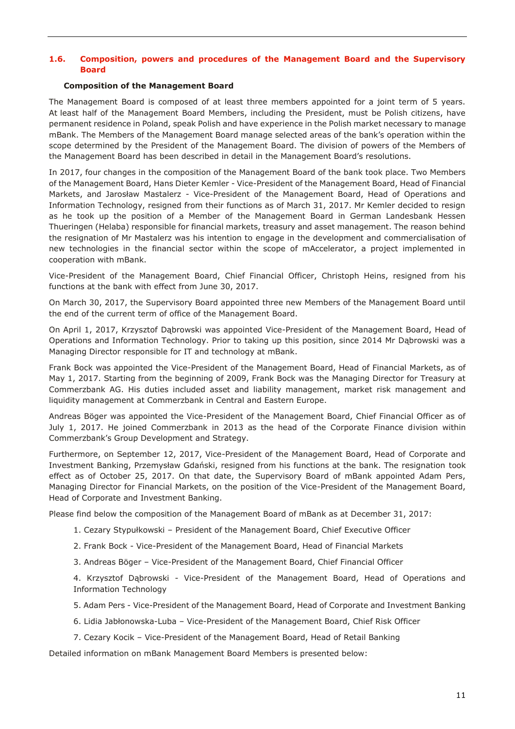## 1.6. Composition, powers and procedures of the Management Board and the Supervisory Board

### Composition of the Management Board

The Management Board is composed of at least three members appointed for a joint term of 5 years. At least half of the Management Board Members, including the President, must be Polish citizens, have permanent residence in Poland, speak Polish and have experience in the Polish market necessary to manage mBank. The Members of the Management Board manage selected areas of the bank's operation within the scope determined by the President of the Management Board. The division of powers of the Members of the Management Board has been described in detail in the Management Board's resolutions.

In 2017, four changes in the composition of the Management Board of the bank took place. Two Members of the Management Board, Hans Dieter Kemler - Vice-President of the Management Board, Head of Financial Markets, and Jarosław Mastalerz - Vice-President of the Management Board, Head of Operations and Information Technology, resigned from their functions as of March 31, 2017. Mr Kemler decided to resign as he took up the position of a Member of the Management Board in German Landesbank Hessen Thueringen (Helaba) responsible for financial markets, treasury and asset management. The reason behind the resignation of Mr Mastalerz was his intention to engage in the development and commercialisation of new technologies in the financial sector within the scope of mAccelerator, a project implemented in cooperation with mBank.

Vice-President of the Management Board, Chief Financial Officer, Christoph Heins, resigned from his functions at the bank with effect from June 30, 2017.

On March 30, 2017, the Supervisory Board appointed three new Members of the Management Board until the end of the current term of office of the Management Board.

On April 1, 2017, Krzysztof Dąbrowski was appointed Vice-President of the Management Board, Head of Operations and Information Technology. Prior to taking up this position, since 2014 Mr Dąbrowski was a Managing Director responsible for IT and technology at mBank.

Frank Bock was appointed the Vice-President of the Management Board, Head of Financial Markets, as of May 1, 2017. Starting from the beginning of 2009, Frank Bock was the Managing Director for Treasury at Commerzbank AG. His duties included asset and liability management, market risk management and liquidity management at Commerzbank in Central and Eastern Europe.

Andreas Böger was appointed the Vice-President of the Management Board, Chief Financial Officer as of July 1, 2017. He joined Commerzbank in 2013 as the head of the Corporate Finance division within Commerzbank's Group Development and Strategy.

Furthermore, on September 12, 2017, Vice-President of the Management Board, Head of Corporate and Investment Banking, Przemysław Gdański, resigned from his functions at the bank. The resignation took effect as of October 25, 2017. On that date, the Supervisory Board of mBank appointed Adam Pers, Managing Director for Financial Markets, on the position of the Vice-President of the Management Board, Head of Corporate and Investment Banking.

Please find below the composition of the Management Board of mBank as at December 31, 2017:

1. Cezary Stypułkowski – President of the Management Board, Chief Executive Officer
2. Frank Bock - Vice-President of the Management Board, Head of Financial Markets
3. Andreas Böger – Vice-President of the Management Board, Chief Financial Officer
4. Krzysztof Dąbrowski - Vice-President of the Management Board, Head of Operations and Information Technology
5. Adam Pers - Vice-President of the Management Board, Head of Corporate and Investment Banking
6. Lidia Jabłonowska-Luba – Vice-President of the Management Board, Chief Risk Officer
7. Cezary Kocik – Vice-President of the Management Board, Head of Retail Banking

Detailed information on mBank Management Board Members is presented below: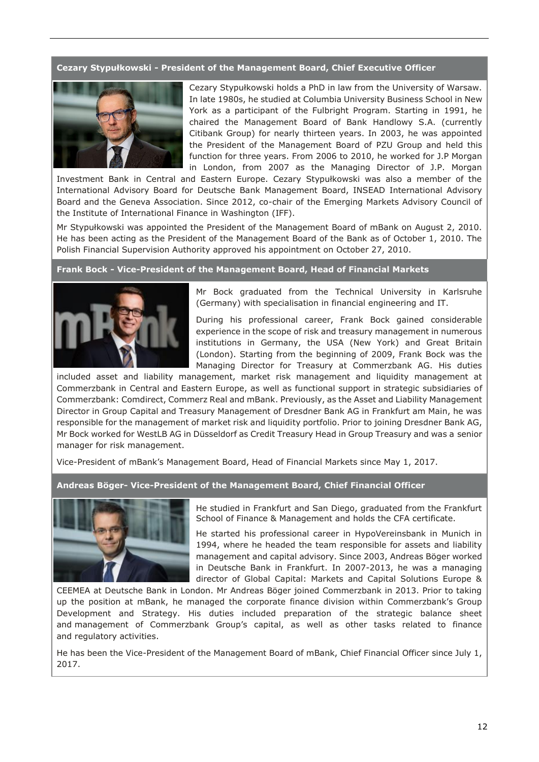### Cezary Stypułkowski - President of the Management Board, Chief Executive Officer

Cezary Stypułkowski holds a PhD in law from the University of Warsaw. In late 1980s, he studied at Columbia University Business School in New York as a participant of the Fulbright Program. Starting in 1991, he chaired the Management Board of Bank Handlowy S.A. (currently Citibank Group) for nearly thirteen years. In 2003, he was appointed the President of the Management Board of PZU Group and held this function for three years. From 2006 to 2010, he worked for J.P Morgan in London, from 2007 as the Managing Director of J.P. Morgan Investment Bank in Central and Eastern Europe. Cezary Stypułkowski was also a member of the International Advisory Board for Deutsche Bank Management Board, INSEAD International Advisory Board and the Geneva Association. Since 2012, co-chair of the Emerging Markets Advisory Council of the Institute of International Finance in Washington (IFF).

Mr Stypułkowski was appointed the President of the Management Board of mBank on August 2, 2010. He has been acting as the President of the Management Board of the Bank as of October 1, 2010. The Polish Financial Supervision Authority approved his appointment on October 27, 2010.

### Frank Bock - Vice-President of the Management Board, Head of Financial Markets

Mr Bock graduated from the Technical University in Karlsruhe (Germany) with specialisation in financial engineering and IT.

During his professional career, Frank Bock gained considerable experience in the scope of risk and treasury management in numerous institutions in Germany, the USA (New York) and Great Britain (London). Starting from the beginning of 2009, Frank Bock was the Managing Director for Treasury at Commerzbank AG. His duties included asset and liability management, market risk management and liquidity management at Commerzbank in Central and Eastern Europe, as well as functional support in strategic subsidiaries of Commerzbank: Comdirect, Commerz Real and mBank. Previously, as the Asset and Liability Management Director in Group Capital and Treasury Management of Dresdner Bank AG in Frankfurt am Main, he was responsible for the management of market risk and liquidity portfolio. Prior to joining Dresdner Bank AG, Mr Bock worked for WestLB AG in Düsseldorf as Credit Treasury Head in Group Treasury and was a senior manager for risk management.

Vice-President of mBank's Management Board, Head of Financial Markets since May 1, 2017.

### Andreas Böger- Vice-President of the Management Board, Chief Financial Officer

He studied in Frankfurt and San Diego, graduated from the Frankfurt School of Finance & Management and holds the CFA certificate.

He started his professional career in HypoVereinsbank in Munich in 1994, where he headed the team responsible for assets and liability management and capital advisory. Since 2003, Andreas Böger worked in Deutsche Bank in Frankfurt. In 2007-2013, he was a managing director of Global Capital: Markets and Capital Solutions Europe & CEEMEA at Deutsche Bank in London. Mr Andreas Böger joined Commerzbank in 2013. Prior to taking up the position at mBank, he managed the corporate finance division within Commerzbank's Group Development and Strategy. His duties included preparation of the strategic balance sheet and management of Commerzbank Group's capital, as well as other tasks related to finance and regulatory activities.

He has been the Vice-President of the Management Board of mBank, Chief Financial Officer since July 1, 2017.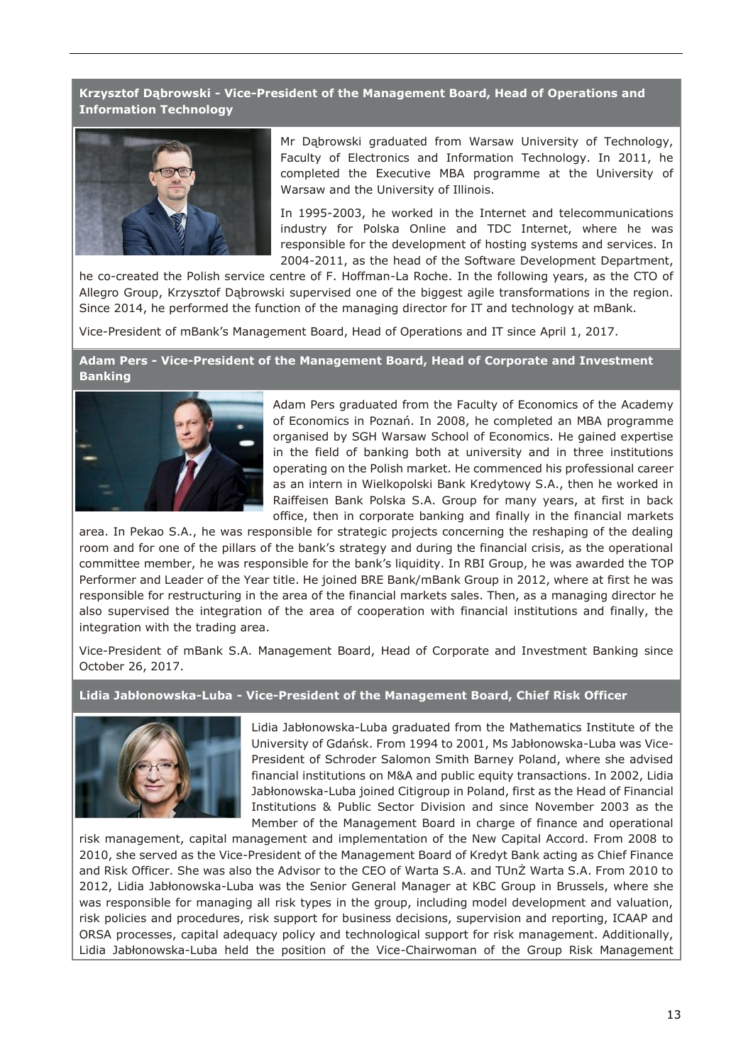**Krzysztof Dąbrowski - Vice-President of the Management Board, Head of Operations and Information Technology**

Mr Dąbrowski graduated from Warsaw University of Technology, Faculty of Electronics and Information Technology. In 2011, he completed the Executive MBA programme at the University of Warsaw and the University of Illinois.

In 1995-2003, he worked in the Internet and telecommunications industry for Polska Online and TDC Internet, where he was responsible for the development of hosting systems and services. In 2004-2011, as the head of the Software Development Department, he co-created the Polish service centre of F. Hoffman-La Roche. In the following years, as the CTO of Allegro Group, Krzysztof Dąbrowski supervised one of the biggest agile transformations in the region. Since 2014, he performed the function of the managing director for IT and technology at mBank.

Vice-President of mBank's Management Board, Head of Operations and IT since April 1, 2017.

**Adam Pers - Vice-President of the Management Board, Head of Corporate and Investment Banking**

Adam Pers graduated from the Faculty of Economics of the Academy of Economics in Poznań. In 2008, he completed an MBA programme organised by SGH Warsaw School of Economics. He gained expertise in the field of banking both at university and in three institutions operating on the Polish market. He commenced his professional career as an intern in Wielkopolski Bank Kredytowy S.A., then he worked in Raiffeisen Bank Polska S.A. Group for many years, at first in back office, then in corporate banking and finally in the financial markets area. In Pekao S.A., he was responsible for strategic projects concerning the reshaping of the dealing room and for one of the pillars of the bank's strategy and during the financial crisis, as the operational committee member, he was responsible for the bank's liquidity. In RBI Group, he was awarded the TOP Performer and Leader of the Year title. He joined BRE Bank/mBank Group in 2012, where at first he was responsible for restructuring in the area of the financial markets sales. Then, as a managing director he also supervised the integration of the area of cooperation with financial institutions and finally, the integration with the trading area.

Vice-President of mBank S.A. Management Board, Head of Corporate and Investment Banking since October 26, 2017.

**Lidia Jabłonowska-Luba - Vice-President of the Management Board, Chief Risk Officer**

Lidia Jabłonowska-Luba graduated from the Mathematics Institute of the University of Gdańsk. From 1994 to 2001, Ms Jabłonowska-Luba was Vice-President of Schroder Salomon Smith Barney Poland, where she advised financial institutions on M&A and public equity transactions. In 2002, Lidia Jabłonowska-Luba joined Citigroup in Poland, first as the Head of Financial Institutions & Public Sector Division and since November 2003 as the Member of the Management Board in charge of finance and operational risk management, capital management and implementation of the New Capital Accord. From 2008 to 2010, she served as the Vice-President of the Management Board of Kredyt Bank acting as Chief Finance and Risk Officer. She was also the Advisor to the CEO of Warta S.A. and TUnŻ Warta S.A. From 2010 to 2012, Lidia Jabłonowska-Luba was the Senior General Manager at KBC Group in Brussels, where she was responsible for managing all risk types in the group, including model development and valuation, risk policies and procedures, risk support for business decisions, supervision and reporting, ICAAP and ORSA processes, capital adequacy policy and technological support for risk management. Additionally, Lidia Jabłonowska-Luba held the position of the Vice-Chairwoman of the Group Risk Management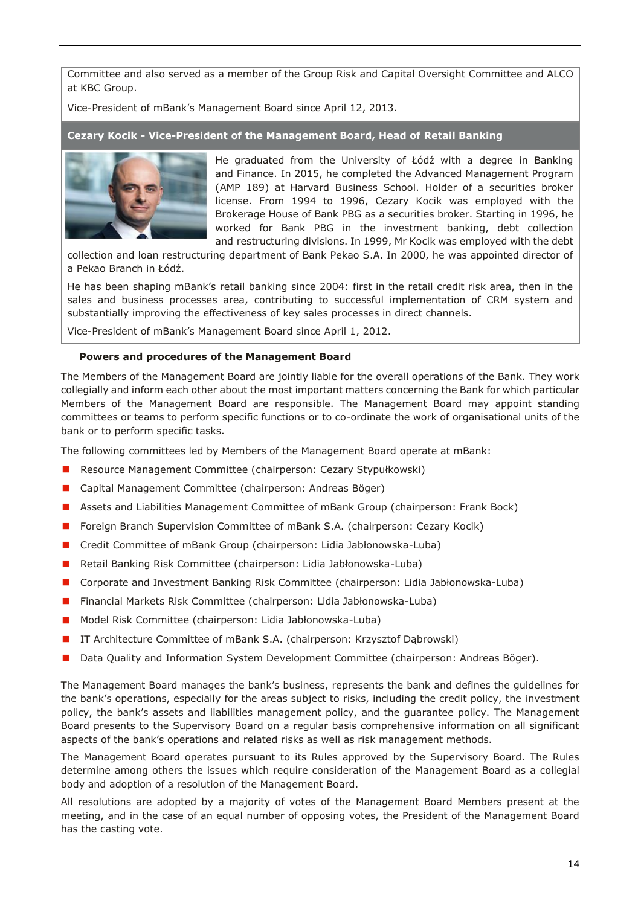Committee and also served as a member of the Group Risk and Capital Oversight Committee and ALCO at KBC Group.

Vice-President of mBank's Management Board since April 12, 2013.

**Cezary Kocik - Vice-President of the Management Board, Head of Retail Banking**

He graduated from the University of Łódź with a degree in Banking and Finance. In 2015, he completed the Advanced Management Program (AMP 189) at Harvard Business School. Holder of a securities broker license. From 1994 to 1996, Cezary Kocik was employed with the Brokerage House of Bank PBG as a securities broker. Starting in 1996, he worked for Bank PBG in the investment banking, debt collection and restructuring divisions. In 1999, Mr Kocik was employed with the debt collection and loan restructuring department of Bank Pekao S.A. In 2000, he was appointed director of a Pekao Branch in Łódź.

He has been shaping mBank's retail banking since 2004: first in the retail credit risk area, then in the sales and business processes area, contributing to successful implementation of CRM system and substantially improving the effectiveness of key sales processes in direct channels.

Vice-President of mBank's Management Board since April 1, 2012.

**Powers and procedures of the Management Board**

The Members of the Management Board are jointly liable for the overall operations of the Bank. They work collegially and inform each other about the most important matters concerning the Bank for which particular Members of the Management Board are responsible. The Management Board may appoint standing committees or teams to perform specific functions or to co-ordinate the work of organisational units of the bank or to perform specific tasks.

The following committees led by Members of the Management Board operate at mBank:

- Resource Management Committee (chairperson: Cezary Stypułkowski)
- Capital Management Committee (chairperson: Andreas Böger)
- Assets and Liabilities Management Committee of mBank Group (chairperson: Frank Bock)
- Foreign Branch Supervision Committee of mBank S.A. (chairperson: Cezary Kocik)
- Credit Committee of mBank Group (chairperson: Lidia Jabłonowska-Luba)
- Retail Banking Risk Committee (chairperson: Lidia Jabłonowska-Luba)
- Corporate and Investment Banking Risk Committee (chairperson: Lidia Jabłonowska-Luba)
- Financial Markets Risk Committee (chairperson: Lidia Jabłonowska-Luba)
- Model Risk Committee (chairperson: Lidia Jabłonowska-Luba)
- IT Architecture Committee of mBank S.A. (chairperson: Krzysztof Dąbrowski)
- Data Quality and Information System Development Committee (chairperson: Andreas Böger).

The Management Board manages the bank's business, represents the bank and defines the guidelines for the bank's operations, especially for the areas subject to risks, including the credit policy, the investment policy, the bank's assets and liabilities management policy, and the guarantee policy. The Management Board presents to the Supervisory Board on a regular basis comprehensive information on all significant aspects of the bank's operations and related risks as well as risk management methods.

The Management Board operates pursuant to its Rules approved by the Supervisory Board. The Rules determine among others the issues which require consideration of the Management Board as a collegial body and adoption of a resolution of the Management Board.

All resolutions are adopted by a majority of votes of the Management Board Members present at the meeting, and in the case of an equal number of opposing votes, the President of the Management Board has the casting vote.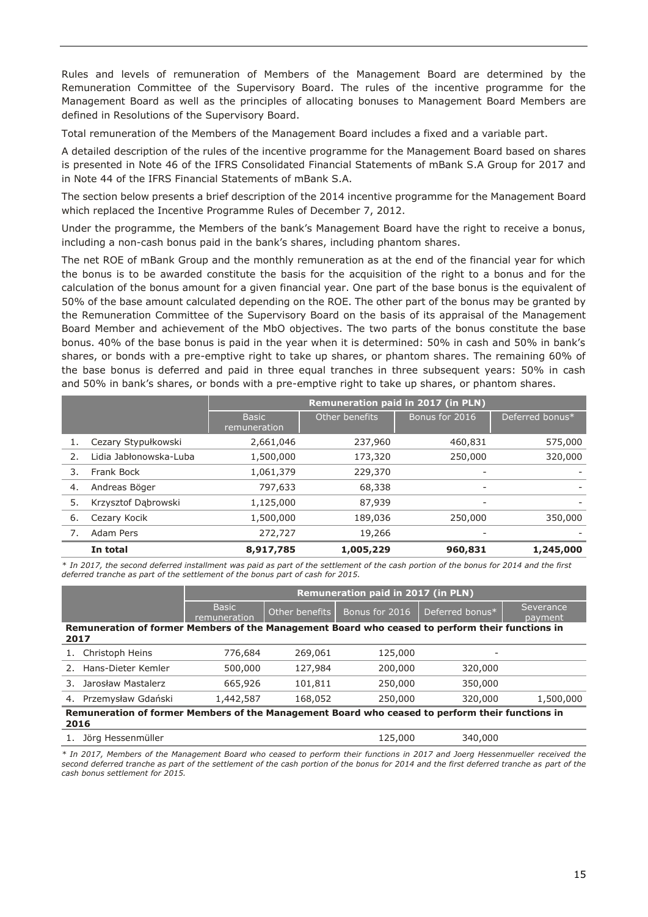Rules and levels of remuneration of Members of the Management Board are determined by the Remuneration Committee of the Supervisory Board. The rules of the incentive programme for the Management Board as well as the principles of allocating bonuses to Management Board Members are defined in Resolutions of the Supervisory Board.

Total remuneration of the Members of the Management Board includes a fixed and a variable part.

A detailed description of the rules of the incentive programme for the Management Board based on shares is presented in Note 46 of the IFRS Consolidated Financial Statements of mBank S.A Group for 2017 and in Note 44 of the IFRS Financial Statements of mBank S.A.

The section below presents a brief description of the 2014 incentive programme for the Management Board which replaced the Incentive Programme Rules of December 7, 2012.

Under the programme, the Members of the bank's Management Board have the right to receive a bonus, including a non-cash bonus paid in the bank's shares, including phantom shares.

The net ROE of mBank Group and the monthly remuneration as at the end of the financial year for which the bonus is to be awarded constitute the basis for the acquisition of the right to a bonus and for the calculation of the bonus amount for a given financial year. One part of the base bonus is the equivalent of 50% of the base amount calculated depending on the ROE. The other part of the bonus may be granted by the Remuneration Committee of the Supervisory Board on the basis of its appraisal of the Management Board Member and achievement of the MbO objectives. The two parts of the bonus constitute the base bonus. 40% of the base bonus is paid in the year when it is determined: 50% in cash and 50% in bank's shares, or bonds with a pre-emptive right to take up shares, or phantom shares. The remaining 60% of the base bonus is deferred and paid in three equal tranches in three subsequent years: 50% in cash and 50% in bank's shares, or bonds with a pre-emptive right to take up shares, or phantom shares.

| | | Remuneration paid in 2017 (in PLN) | | | |
|---|---|---|---|---|---|
| | | Basic remuneration | Other benefits | Bonus for 2016 | Deferred bonus* |
| 1. | Cezary Stypułkowski | 2,661,046 | 237,960 | 460,831 | 575,000 |
| 2. | Lidia Jabłonowska-Luba | 1,500,000 | 173,320 | 250,000 | 320,000 |
| 3. | Frank Bock | 1,061,379 | 229,370 | - | - |
| 4. | Andreas Böger | 797,633 | 68,338 | - | - |
| 5. | Krzysztof Dąbrowski | 1,125,000 | 87,939 | - | - |
| 6. | Cezary Kocik | 1,500,000 | 189,036 | 250,000 | 350,000 |
| 7. | Adam Pers | 272,727 | 19,266 | - | - |
| | **In total** | **8,917,785** | **1,005,229** | **960,831** | **1,245,000** |

*\* In 2017, the second deferred installment was paid as part of the settlement of the cash portion of the bonus for 2014 and the first deferred tranche as part of the settlement of the bonus part of cash for 2015.*

| | Remuneration paid in 2017 (in PLN) | | | | |
|---|---|---|---|---|---|
| | Basic remuneration | Other benefits | Bonus for 2016 | Deferred bonus* | Severance payment |
| **Remuneration of former Members of the Management Board who ceased to perform their functions in 2017** | | | | | |
| 1. Christoph Heins | 776,684 | 269,061 | 125,000 | - | |
| 2. Hans-Dieter Kemler | 500,000 | 127,984 | 200,000 | 320,000 | |
| 3. Jarosław Mastalerz | 665,926 | 101,811 | 250,000 | 350,000 | |
| 4. Przemysław Gdański | 1,442,587 | 168,052 | 250,000 | 320,000 | 1,500,000 |
| **Remuneration of former Members of the Management Board who ceased to perform their functions in 2016** | | | | | |
| 1. Jörg Hessenmüller | | | 125,000 | 340,000 | |

*\* In 2017, Members of the Management Board who ceased to perform their functions in 2017 and Joerg Hessenmueller received the second deferred tranche as part of the settlement of the cash portion of the bonus for 2014 and the first deferred tranche as part of the cash bonus settlement for 2015.*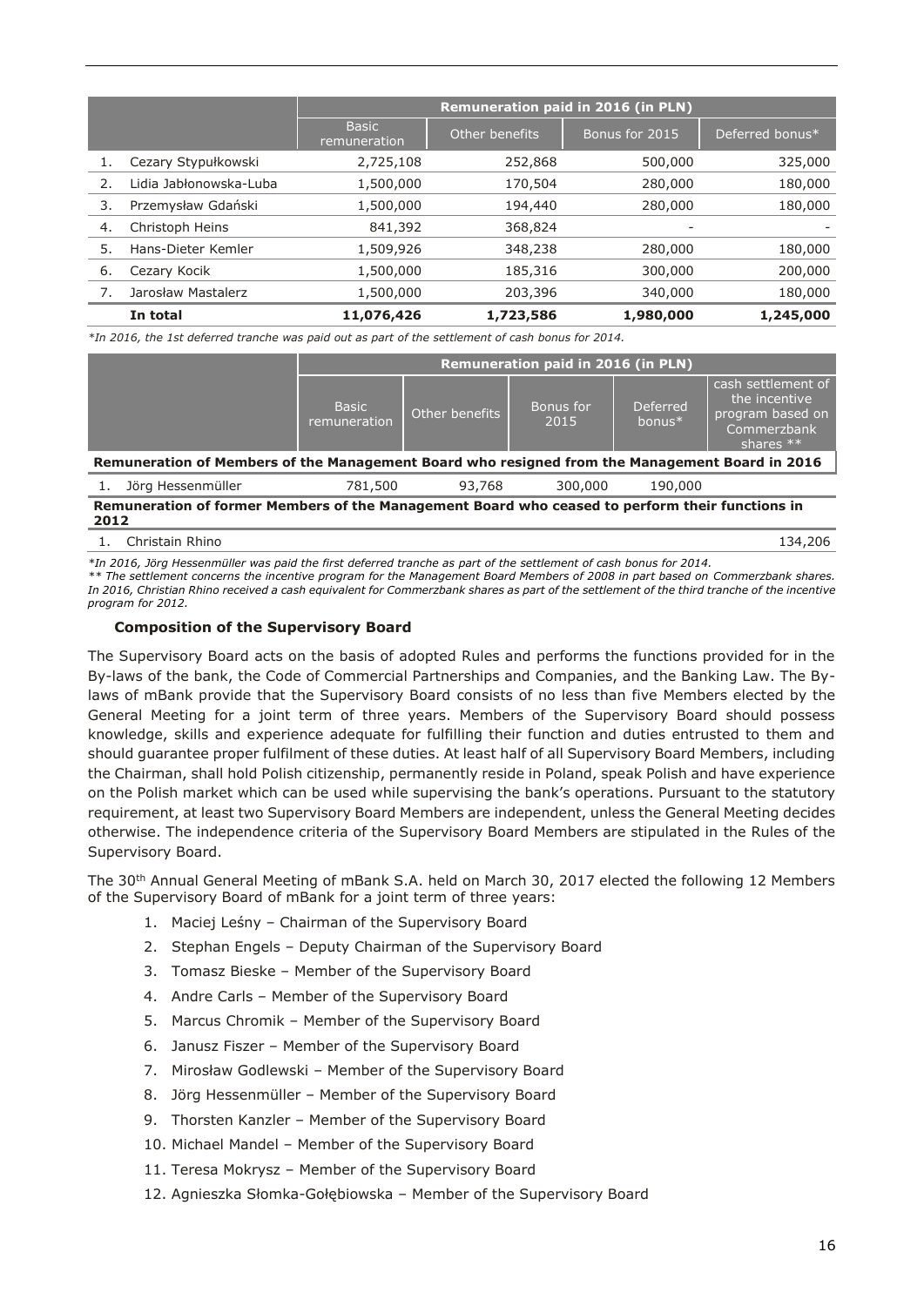| | | Remuneration paid in 2016 (in PLN) | | | |
|---|---|---|---|---|---|
| | | Basic remuneration | Other benefits | Bonus for 2015 | Deferred bonus* |
| 1. | Cezary Stypułkowski | 2,725,108 | 252,868 | 500,000 | 325,000 |
| 2. | Lidia Jabłonowska-Luba | 1,500,000 | 170,504 | 280,000 | 180,000 |
| 3. | Przemysław Gdański | 1,500,000 | 194,440 | 280,000 | 180,000 |
| 4. | Christoph Heins | 841,392 | 368,824 | - | - |
| 5. | Hans-Dieter Kemler | 1,509,926 | 348,238 | 280,000 | 180,000 |
| 6. | Cezary Kocik | 1,500,000 | 185,316 | 300,000 | 200,000 |
| 7. | Jarosław Mastalerz | 1,500,000 | 203,396 | 340,000 | 180,000 |
| | **In total** | **11,076,426** | **1,723,586** | **1,980,000** | **1,245,000** |

*\*In 2016, the 1st deferred tranche was paid out as part of the settlement of cash bonus for 2014.*

| | | Remuneration paid in 2016 (in PLN) | | | | |
|---|---|---|---|---|---|---|
| | | Basic remuneration | Other benefits | Bonus for 2015 | Deferred bonus* | cash settlement of the incentive program based on Commerzbank shares ** |
| **Remuneration of Members of the Management Board who resigned from the Management Board in 2016** | | | | | | |
| 1. | Jörg Hessenmüller | 781,500 | 93,768 | 300,000 | 190,000 | |
| **Remuneration of former Members of the Management Board who ceased to perform their functions in 2012** | | | | | | |
| 1. | Christain Rhino | | | | | 134,206 |

*\*In 2016, Jörg Hessenmüller was paid the first deferred tranche as part of the settlement of cash bonus for 2014.*
*\*\* The settlement concerns the incentive program for the Management Board Members of 2008 in part based on Commerzbank shares. In 2016, Christian Rhino received a cash equivalent for Commerzbank shares as part of the settlement of the third tranche of the incentive program for 2012.*

### Composition of the Supervisory Board

The Supervisory Board acts on the basis of adopted Rules and performs the functions provided for in the By-laws of the bank, the Code of Commercial Partnerships and Companies, and the Banking Law. The By-laws of mBank provide that the Supervisory Board consists of no less than five Members elected by the General Meeting for a joint term of three years. Members of the Supervisory Board should possess knowledge, skills and experience adequate for fulfilling their function and duties entrusted to them and should guarantee proper fulfilment of these duties. At least half of all Supervisory Board Members, including the Chairman, shall hold Polish citizenship, permanently reside in Poland, speak Polish and have experience on the Polish market which can be used while supervising the bank's operations. Pursuant to the statutory requirement, at least two Supervisory Board Members are independent, unless the General Meeting decides otherwise. The independence criteria of the Supervisory Board Members are stipulated in the Rules of the Supervisory Board.

The 30th Annual General Meeting of mBank S.A. held on March 30, 2017 elected the following 12 Members of the Supervisory Board of mBank for a joint term of three years:

1. Maciej Leśny – Chairman of the Supervisory Board
2. Stephan Engels – Deputy Chairman of the Supervisory Board
3. Tomasz Bieske – Member of the Supervisory Board
4. Andre Carls – Member of the Supervisory Board
5. Marcus Chromik – Member of the Supervisory Board
6. Janusz Fiszer – Member of the Supervisory Board
7. Mirosław Godlewski – Member of the Supervisory Board
8. Jörg Hessenmüller – Member of the Supervisory Board
9. Thorsten Kanzler – Member of the Supervisory Board
10. Michael Mandel – Member of the Supervisory Board
11. Teresa Mokrysz – Member of the Supervisory Board
12. Agnieszka Słomka-Gołębiowska – Member of the Supervisory Board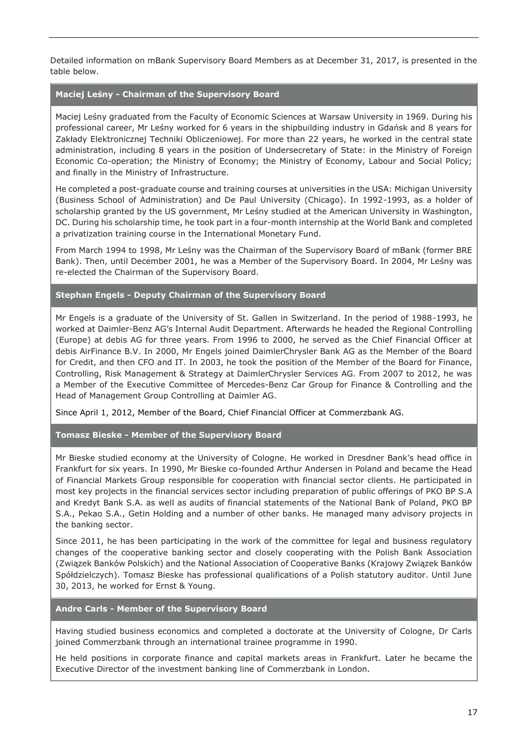Detailed information on mBank Supervisory Board Members as at December 31, 2017, is presented in the table below.

### Maciej Leśny - Chairman of the Supervisory Board

Maciej Leśny graduated from the Faculty of Economic Sciences at Warsaw University in 1969. During his professional career, Mr Leśny worked for 6 years in the shipbuilding industry in Gdańsk and 8 years for Zakłady Elektronicznej Techniki Obliczeniowej. For more than 22 years, he worked in the central state administration, including 8 years in the position of Undersecretary of State: in the Ministry of Foreign Economic Co-operation; the Ministry of Economy; the Ministry of Economy, Labour and Social Policy; and finally in the Ministry of Infrastructure.

He completed a post-graduate course and training courses at universities in the USA: Michigan University (Business School of Administration) and De Paul University (Chicago). In 1992-1993, as a holder of scholarship granted by the US government, Mr Leśny studied at the American University in Washington, DC. During his scholarship time, he took part in a four-month internship at the World Bank and completed a privatization training course in the International Monetary Fund.

From March 1994 to 1998, Mr Leśny was the Chairman of the Supervisory Board of mBank (former BRE Bank). Then, until December 2001, he was a Member of the Supervisory Board. In 2004, Mr Leśny was re-elected the Chairman of the Supervisory Board.

### Stephan Engels - Deputy Chairman of the Supervisory Board

Mr Engels is a graduate of the University of St. Gallen in Switzerland. In the period of 1988-1993, he worked at Daimler-Benz AG's Internal Audit Department. Afterwards he headed the Regional Controlling (Europe) at debis AG for three years. From 1996 to 2000, he served as the Chief Financial Officer at debis AirFinance B.V. In 2000, Mr Engels joined DaimlerChrysler Bank AG as the Member of the Board for Credit, and then CFO and IT. In 2003, he took the position of the Member of the Board for Finance, Controlling, Risk Management & Strategy at DaimlerChrysler Services AG. From 2007 to 2012, he was a Member of the Executive Committee of Mercedes-Benz Car Group for Finance & Controlling and the Head of Management Group Controlling at Daimler AG.

Since April 1, 2012, Member of the Board, Chief Financial Officer at Commerzbank AG.

### Tomasz Bieske - Member of the Supervisory Board

Mr Bieske studied economy at the University of Cologne. He worked in Dresdner Bank's head office in Frankfurt for six years. In 1990, Mr Bieske co-founded Arthur Andersen in Poland and became the Head of Financial Markets Group responsible for cooperation with financial sector clients. He participated in most key projects in the financial services sector including preparation of public offerings of PKO BP S.A and Kredyt Bank S.A. as well as audits of financial statements of the National Bank of Poland, PKO BP S.A., Pekao S.A., Getin Holding and a number of other banks. He managed many advisory projects in the banking sector.

Since 2011, he has been participating in the work of the committee for legal and business regulatory changes of the cooperative banking sector and closely cooperating with the Polish Bank Association (Związek Banków Polskich) and the National Association of Cooperative Banks (Krajowy Związek Banków Spółdzielczych). Tomasz Bieske has professional qualifications of a Polish statutory auditor. Until June 30, 2013, he worked for Ernst & Young.

### Andre Carls - Member of the Supervisory Board

Having studied business economics and completed a doctorate at the University of Cologne, Dr Carls joined Commerzbank through an international trainee programme in 1990.

He held positions in corporate finance and capital markets areas in Frankfurt. Later he became the Executive Director of the investment banking line of Commerzbank in London.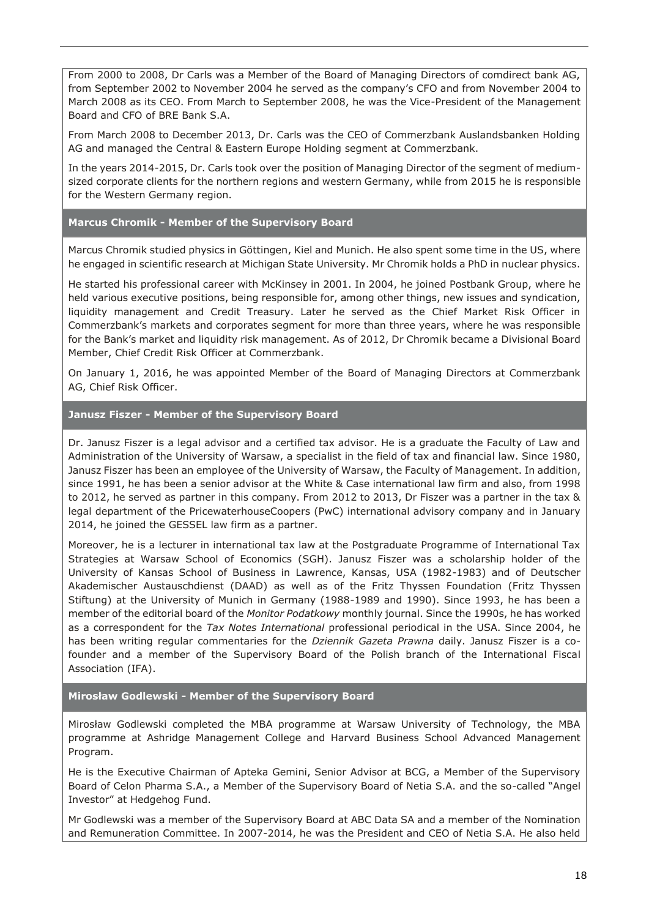From 2000 to 2008, Dr Carls was a Member of the Board of Managing Directors of comdirect bank AG, from September 2002 to November 2004 he served as the company's CFO and from November 2004 to March 2008 as its CEO. From March to September 2008, he was the Vice-President of the Management Board and CFO of BRE Bank S.A.

From March 2008 to December 2013, Dr. Carls was the CEO of Commerzbank Auslandsbanken Holding AG and managed the Central & Eastern Europe Holding segment at Commerzbank.

In the years 2014-2015, Dr. Carls took over the position of Managing Director of the segment of medium-sized corporate clients for the northern regions and western Germany, while from 2015 he is responsible for the Western Germany region.

**Marcus Chromik - Member of the Supervisory Board**

Marcus Chromik studied physics in Göttingen, Kiel and Munich. He also spent some time in the US, where he engaged in scientific research at Michigan State University. Mr Chromik holds a PhD in nuclear physics.

He started his professional career with McKinsey in 2001. In 2004, he joined Postbank Group, where he held various executive positions, being responsible for, among other things, new issues and syndication, liquidity management and Credit Treasury. Later he served as the Chief Market Risk Officer in Commerzbank's markets and corporates segment for more than three years, where he was responsible for the Bank's market and liquidity risk management. As of 2012, Dr Chromik became a Divisional Board Member, Chief Credit Risk Officer at Commerzbank.

On January 1, 2016, he was appointed Member of the Board of Managing Directors at Commerzbank AG, Chief Risk Officer.

**Janusz Fiszer - Member of the Supervisory Board**

Dr. Janusz Fiszer is a legal advisor and a certified tax advisor. He is a graduate the Faculty of Law and Administration of the University of Warsaw, a specialist in the field of tax and financial law. Since 1980, Janusz Fiszer has been an employee of the University of Warsaw, the Faculty of Management. In addition, since 1991, he has been a senior advisor at the White & Case international law firm and also, from 1998 to 2012, he served as partner in this company. From 2012 to 2013, Dr Fiszer was a partner in the tax & legal department of the PricewaterhouseCoopers (PwC) international advisory company and in January 2014, he joined the GESSEL law firm as a partner.

Moreover, he is a lecturer in international tax law at the Postgraduate Programme of International Tax Strategies at Warsaw School of Economics (SGH). Janusz Fiszer was a scholarship holder of the University of Kansas School of Business in Lawrence, Kansas, USA (1982-1983) and of Deutscher Akademischer Austauschdienst (DAAD) as well as of the Fritz Thyssen Foundation (Fritz Thyssen Stiftung) at the University of Munich in Germany (1988-1989 and 1990). Since 1993, he has been a member of the editorial board of the *Monitor Podatkowy* monthly journal. Since the 1990s, he has worked as a correspondent for the *Tax Notes International* professional periodical in the USA. Since 2004, he has been writing regular commentaries for the *Dziennik Gazeta Prawna* daily. Janusz Fiszer is a co-founder and a member of the Supervisory Board of the Polish branch of the International Fiscal Association (IFA).

**Mirosław Godlewski - Member of the Supervisory Board**

Mirosław Godlewski completed the MBA programme at Warsaw University of Technology, the MBA programme at Ashridge Management College and Harvard Business School Advanced Management Program.

He is the Executive Chairman of Apteka Gemini, Senior Advisor at BCG, a Member of the Supervisory Board of Celon Pharma S.A., a Member of the Supervisory Board of Netia S.A. and the so-called "Angel Investor" at Hedgehog Fund.

Mr Godlewski was a member of the Supervisory Board at ABC Data SA and a member of the Nomination and Remuneration Committee. In 2007-2014, he was the President and CEO of Netia S.A. He also held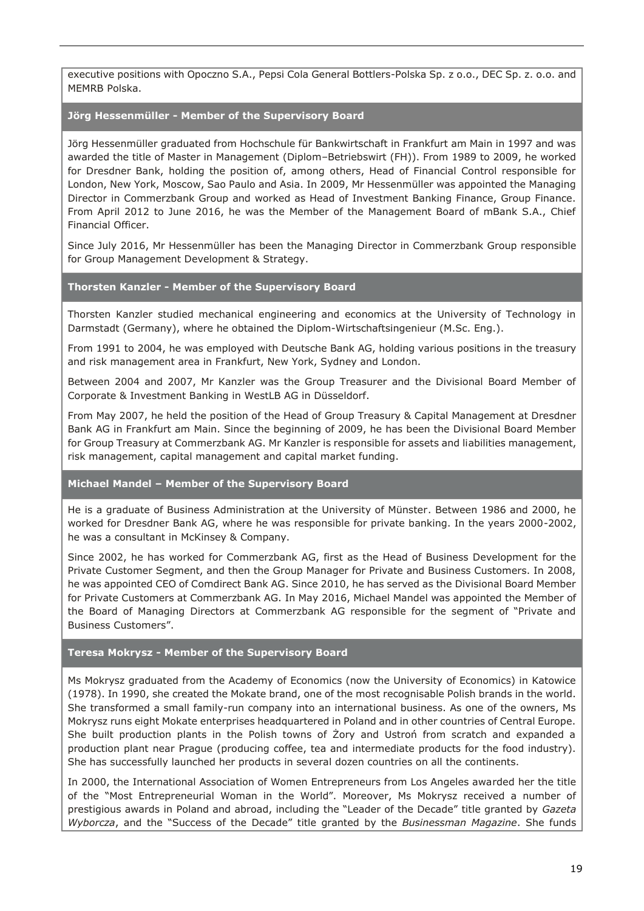executive positions with Opoczno S.A., Pepsi Cola General Bottlers-Polska Sp. z o.o., DEC Sp. z. o.o. and MEMRB Polska.

### Jörg Hessenmüller - Member of the Supervisory Board

Jörg Hessenmüller graduated from Hochschule für Bankwirtschaft in Frankfurt am Main in 1997 and was awarded the title of Master in Management (Diplom–Betriebswirt (FH)). From 1989 to 2009, he worked for Dresdner Bank, holding the position of, among others, Head of Financial Control responsible for London, New York, Moscow, Sao Paulo and Asia. In 2009, Mr Hessenmüller was appointed the Managing Director in Commerzbank Group and worked as Head of Investment Banking Finance, Group Finance. From April 2012 to June 2016, he was the Member of the Management Board of mBank S.A., Chief Financial Officer.

Since July 2016, Mr Hessenmüller has been the Managing Director in Commerzbank Group responsible for Group Management Development & Strategy.

### Thorsten Kanzler - Member of the Supervisory Board

Thorsten Kanzler studied mechanical engineering and economics at the University of Technology in Darmstadt (Germany), where he obtained the Diplom-Wirtschaftsingenieur (M.Sc. Eng.).

From 1991 to 2004, he was employed with Deutsche Bank AG, holding various positions in the treasury and risk management area in Frankfurt, New York, Sydney and London.

Between 2004 and 2007, Mr Kanzler was the Group Treasurer and the Divisional Board Member of Corporate & Investment Banking in WestLB AG in Düsseldorf.

From May 2007, he held the position of the Head of Group Treasury & Capital Management at Dresdner Bank AG in Frankfurt am Main. Since the beginning of 2009, he has been the Divisional Board Member for Group Treasury at Commerzbank AG. Mr Kanzler is responsible for assets and liabilities management, risk management, capital management and capital market funding.

### Michael Mandel – Member of the Supervisory Board

He is a graduate of Business Administration at the University of Münster. Between 1986 and 2000, he worked for Dresdner Bank AG, where he was responsible for private banking. In the years 2000-2002, he was a consultant in McKinsey & Company.

Since 2002, he has worked for Commerzbank AG, first as the Head of Business Development for the Private Customer Segment, and then the Group Manager for Private and Business Customers. In 2008, he was appointed CEO of Comdirect Bank AG. Since 2010, he has served as the Divisional Board Member for Private Customers at Commerzbank AG. In May 2016, Michael Mandel was appointed the Member of the Board of Managing Directors at Commerzbank AG responsible for the segment of "Private and Business Customers".

### Teresa Mokrysz - Member of the Supervisory Board

Ms Mokrysz graduated from the Academy of Economics (now the University of Economics) in Katowice (1978). In 1990, she created the Mokate brand, one of the most recognisable Polish brands in the world. She transformed a small family-run company into an international business. As one of the owners, Ms Mokrysz runs eight Mokate enterprises headquartered in Poland and in other countries of Central Europe. She built production plants in the Polish towns of Żory and Ustroń from scratch and expanded a production plant near Prague (producing coffee, tea and intermediate products for the food industry). She has successfully launched her products in several dozen countries on all the continents.

In 2000, the International Association of Women Entrepreneurs from Los Angeles awarded her the title of the "Most Entrepreneurial Woman in the World". Moreover, Ms Mokrysz received a number of prestigious awards in Poland and abroad, including the "Leader of the Decade" title granted by *Gazeta Wyborcza*, and the "Success of the Decade" title granted by the *Businessman Magazine*. She funds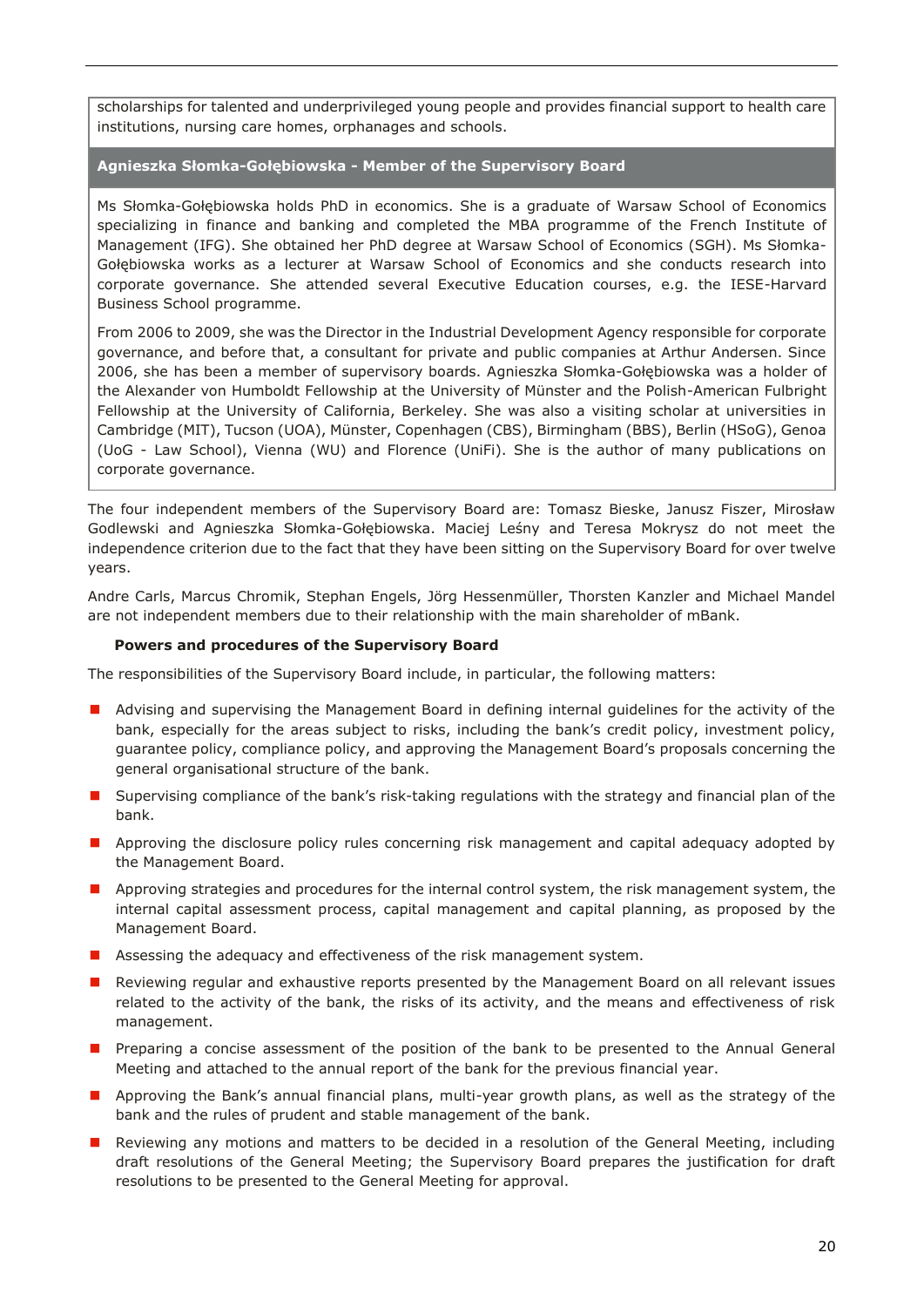scholarships for talented and underprivileged young people and provides financial support to health care institutions, nursing care homes, orphanages and schools.

**Agnieszka Słomka-Gołębiowska - Member of the Supervisory Board**

Ms Słomka-Gołębiowska holds PhD in economics. She is a graduate of Warsaw School of Economics specializing in finance and banking and completed the MBA programme of the French Institute of Management (IFG). She obtained her PhD degree at Warsaw School of Economics (SGH). Ms Słomka-Gołębiowska works as a lecturer at Warsaw School of Economics and she conducts research into corporate governance. She attended several Executive Education courses, e.g. the IESE-Harvard Business School programme.

From 2006 to 2009, she was the Director in the Industrial Development Agency responsible for corporate governance, and before that, a consultant for private and public companies at Arthur Andersen. Since 2006, she has been a member of supervisory boards. Agnieszka Słomka-Gołębiowska was a holder of the Alexander von Humboldt Fellowship at the University of Münster and the Polish-American Fulbright Fellowship at the University of California, Berkeley. She was also a visiting scholar at universities in Cambridge (MIT), Tucson (UOA), Münster, Copenhagen (CBS), Birmingham (BBS), Berlin (HSoG), Genoa (UoG - Law School), Vienna (WU) and Florence (UniFi). She is the author of many publications on corporate governance.

The four independent members of the Supervisory Board are: Tomasz Bieske, Janusz Fiszer, Mirosław Godlewski and Agnieszka Słomka-Gołębiowska. Maciej Leśny and Teresa Mokrysz do not meet the independence criterion due to the fact that they have been sitting on the Supervisory Board for over twelve years.

Andre Carls, Marcus Chromik, Stephan Engels, Jörg Hessenmüller, Thorsten Kanzler and Michael Mandel are not independent members due to their relationship with the main shareholder of mBank.

**Powers and procedures of the Supervisory Board**

The responsibilities of the Supervisory Board include, in particular, the following matters:

- Advising and supervising the Management Board in defining internal guidelines for the activity of the bank, especially for the areas subject to risks, including the bank's credit policy, investment policy, guarantee policy, compliance policy, and approving the Management Board's proposals concerning the general organisational structure of the bank.
- Supervising compliance of the bank's risk-taking regulations with the strategy and financial plan of the bank.
- Approving the disclosure policy rules concerning risk management and capital adequacy adopted by the Management Board.
- Approving strategies and procedures for the internal control system, the risk management system, the internal capital assessment process, capital management and capital planning, as proposed by the Management Board.
- Assessing the adequacy and effectiveness of the risk management system.
- Reviewing regular and exhaustive reports presented by the Management Board on all relevant issues related to the activity of the bank, the risks of its activity, and the means and effectiveness of risk management.
- Preparing a concise assessment of the position of the bank to be presented to the Annual General Meeting and attached to the annual report of the bank for the previous financial year.
- Approving the Bank's annual financial plans, multi-year growth plans, as well as the strategy of the bank and the rules of prudent and stable management of the bank.
- Reviewing any motions and matters to be decided in a resolution of the General Meeting, including draft resolutions of the General Meeting; the Supervisory Board prepares the justification for draft resolutions to be presented to the General Meeting for approval.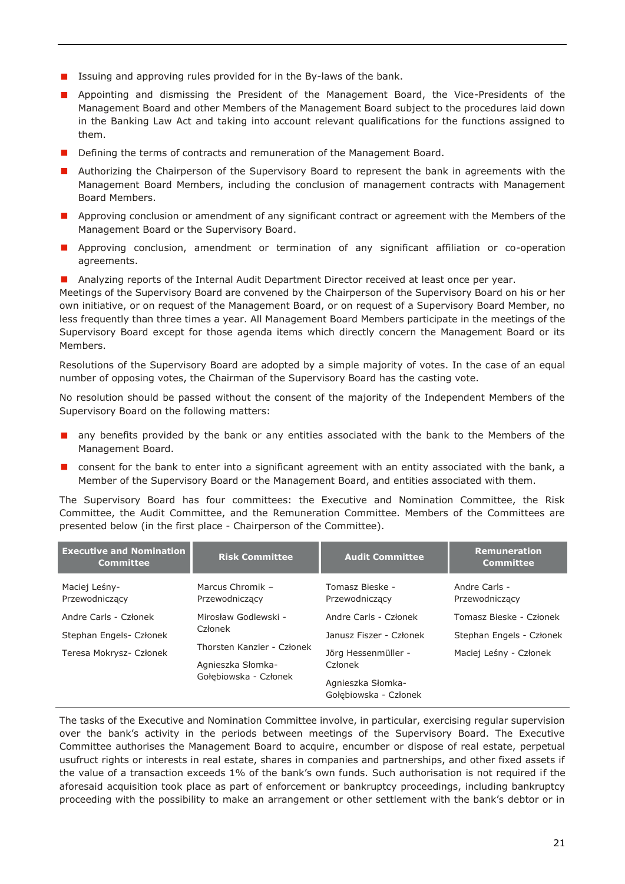- Issuing and approving rules provided for in the By-laws of the bank.
- Appointing and dismissing the President of the Management Board, the Vice-Presidents of the Management Board and other Members of the Management Board subject to the procedures laid down in the Banking Law Act and taking into account relevant qualifications for the functions assigned to them.
- Defining the terms of contracts and remuneration of the Management Board.
- Authorizing the Chairperson of the Supervisory Board to represent the bank in agreements with the Management Board Members, including the conclusion of management contracts with Management Board Members.
- Approving conclusion or amendment of any significant contract or agreement with the Members of the Management Board or the Supervisory Board.
- Approving conclusion, amendment or termination of any significant affiliation or co-operation agreements.
- Analyzing reports of the Internal Audit Department Director received at least once per year.

Meetings of the Supervisory Board are convened by the Chairperson of the Supervisory Board on his or her own initiative, or on request of the Management Board, or on request of a Supervisory Board Member, no less frequently than three times a year. All Management Board Members participate in the meetings of the Supervisory Board except for those agenda items which directly concern the Management Board or its Members.

Resolutions of the Supervisory Board are adopted by a simple majority of votes. In the case of an equal number of opposing votes, the Chairman of the Supervisory Board has the casting vote.

No resolution should be passed without the consent of the majority of the Independent Members of the Supervisory Board on the following matters:

- any benefits provided by the bank or any entities associated with the bank to the Members of the Management Board.
- consent for the bank to enter into a significant agreement with an entity associated with the bank, a Member of the Supervisory Board or the Management Board, and entities associated with them.

The Supervisory Board has four committees: the Executive and Nomination Committee, the Risk Committee, the Audit Committee, and the Remuneration Committee. Members of the Committees are presented below (in the first place - Chairperson of the Committee).

| Executive and Nomination Committee | Risk Committee | Audit Committee | Remuneration Committee |
|---|---|---|---|
| Maciej Leśny- Przewodniczący | Marcus Chromik – Przewodniczący | Tomasz Bieske - Przewodniczący | Andre Carls - Przewodniczący |
| Andre Carls - Członek | Mirosław Godlewski - Członek | Andre Carls - Członek | Tomasz Bieske - Członek |
| Stephan Engels- Członek | Thorsten Kanzler - Członek | Janusz Fiszer - Członek | Stephan Engels - Członek |
| Teresa Mokrysz- Członek | Agnieszka Słomka-Gołębiowska - Członek | Jörg Hessenmüller - Członek | Maciej Leśny - Członek |
| | | Agnieszka Słomka-Gołębiowska - Członek | |

The tasks of the Executive and Nomination Committee involve, in particular, exercising regular supervision over the bank's activity in the periods between meetings of the Supervisory Board. The Executive Committee authorises the Management Board to acquire, encumber or dispose of real estate, perpetual usufruct rights or interests in real estate, shares in companies and partnerships, and other fixed assets if the value of a transaction exceeds 1% of the bank's own funds. Such authorisation is not required if the aforesaid acquisition took place as part of enforcement or bankruptcy proceedings, including bankruptcy proceeding with the possibility to make an arrangement or other settlement with the bank's debtor or in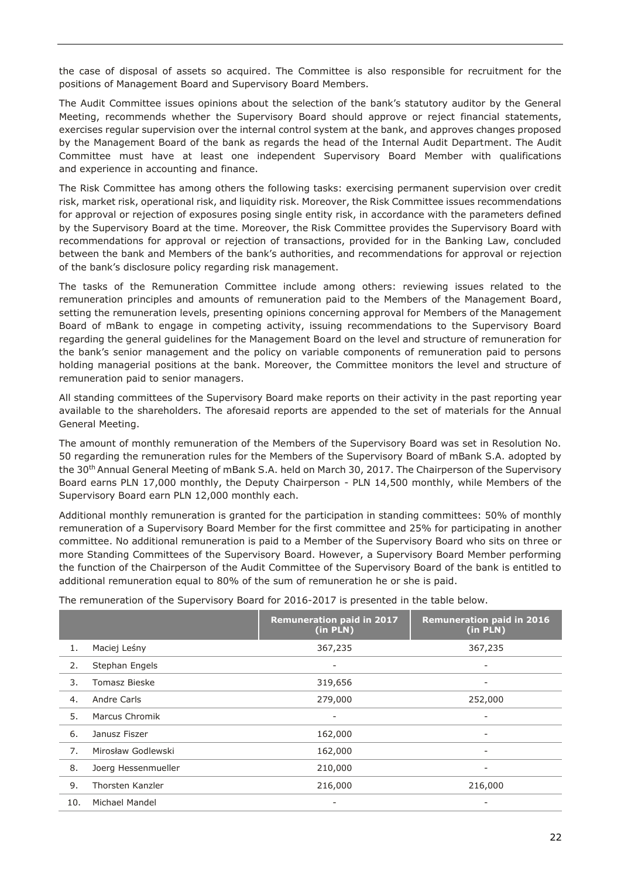the case of disposal of assets so acquired. The Committee is also responsible for recruitment for the positions of Management Board and Supervisory Board Members.

The Audit Committee issues opinions about the selection of the bank's statutory auditor by the General Meeting, recommends whether the Supervisory Board should approve or reject financial statements, exercises regular supervision over the internal control system at the bank, and approves changes proposed by the Management Board of the bank as regards the head of the Internal Audit Department. The Audit Committee must have at least one independent Supervisory Board Member with qualifications and experience in accounting and finance.

The Risk Committee has among others the following tasks: exercising permanent supervision over credit risk, market risk, operational risk, and liquidity risk. Moreover, the Risk Committee issues recommendations for approval or rejection of exposures posing single entity risk, in accordance with the parameters defined by the Supervisory Board at the time. Moreover, the Risk Committee provides the Supervisory Board with recommendations for approval or rejection of transactions, provided for in the Banking Law, concluded between the bank and Members of the bank's authorities, and recommendations for approval or rejection of the bank's disclosure policy regarding risk management.

The tasks of the Remuneration Committee include among others: reviewing issues related to the remuneration principles and amounts of remuneration paid to the Members of the Management Board, setting the remuneration levels, presenting opinions concerning approval for Members of the Management Board of mBank to engage in competing activity, issuing recommendations to the Supervisory Board regarding the general guidelines for the Management Board on the level and structure of remuneration for the bank's senior management and the policy on variable components of remuneration paid to persons holding managerial positions at the bank. Moreover, the Committee monitors the level and structure of remuneration paid to senior managers.

All standing committees of the Supervisory Board make reports on their activity in the past reporting year available to the shareholders. The aforesaid reports are appended to the set of materials for the Annual General Meeting.

The amount of monthly remuneration of the Members of the Supervisory Board was set in Resolution No. 50 regarding the remuneration rules for the Members of the Supervisory Board of mBank S.A. adopted by the 30th Annual General Meeting of mBank S.A. held on March 30, 2017. The Chairperson of the Supervisory Board earns PLN 17,000 monthly, the Deputy Chairperson - PLN 14,500 monthly, while Members of the Supervisory Board earn PLN 12,000 monthly each.

Additional monthly remuneration is granted for the participation in standing committees: 50% of monthly remuneration of a Supervisory Board Member for the first committee and 25% for participating in another committee. No additional remuneration is paid to a Member of the Supervisory Board who sits on three or more Standing Committees of the Supervisory Board. However, a Supervisory Board Member performing the function of the Chairperson of the Audit Committee of the Supervisory Board of the bank is entitled to additional remuneration equal to 80% of the sum of remuneration he or she is paid.

The remuneration of the Supervisory Board for 2016-2017 is presented in the table below.

| | | Remuneration paid in 2017 (in PLN) | Remuneration paid in 2016 (in PLN) |
|---|---|---|---|
| 1. | Maciej Leśny | 367,235 | 367,235 |
| 2. | Stephan Engels | - | - |
| 3. | Tomasz Bieske | 319,656 | - |
| 4. | Andre Carls | 279,000 | 252,000 |
| 5. | Marcus Chromik | - | - |
| 6. | Janusz Fiszer | 162,000 | - |
| 7. | Mirosław Godlewski | 162,000 | - |
| 8. | Joerg Hessenmueller | 210,000 | - |
| 9. | Thorsten Kanzler | 216,000 | 216,000 |
| 10. | Michael Mandel | - | - |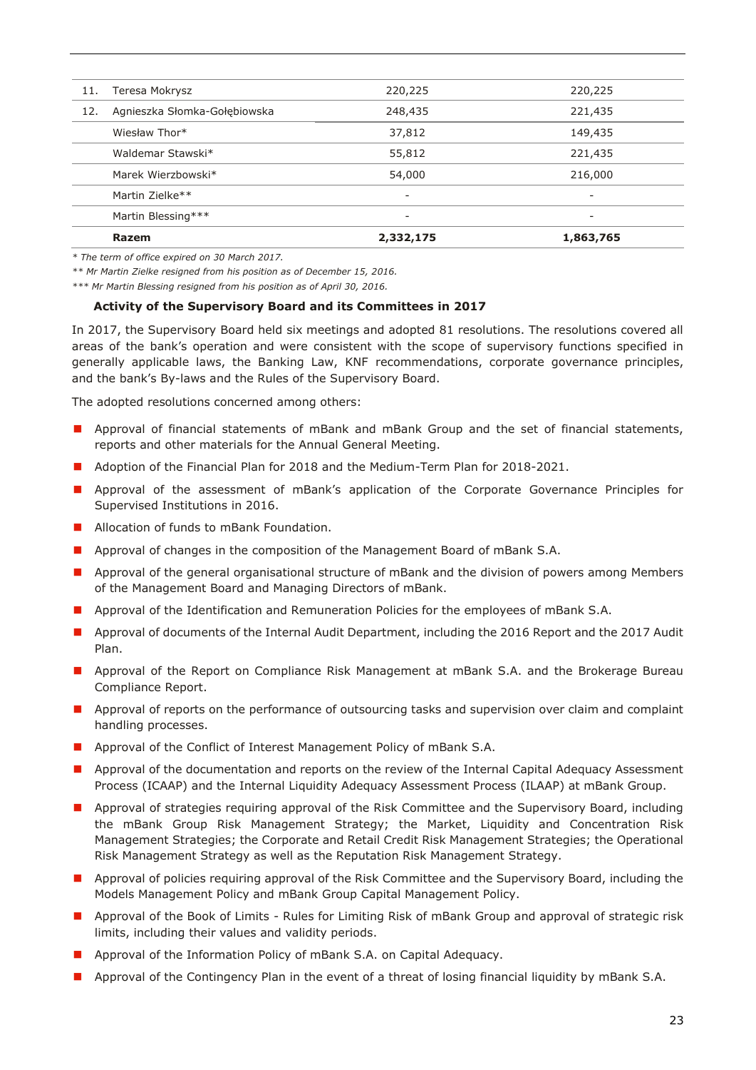| | | | |
|---|---|---|---|
| 11. | Teresa Mokrysz | 220,225 | 220,225 |
| 12. | Agnieszka Słomka-Gołębiowska | 248,435 | 221,435 |
| | Wiesław Thor* | 37,812 | 149,435 |
| | Waldemar Stawski* | 55,812 | 221,435 |
| | Marek Wierzbowski* | 54,000 | 216,000 |
| | Martin Zielke** | - | - |
| | Martin Blessing*** | - | - |
| | **Razem** | **2,332,175** | **1,863,765** |

*\* The term of office expired on 30 March 2017.*

*\*\* Mr Martin Zielke resigned from his position as of December 15, 2016.*

*\*\*\* Mr Martin Blessing resigned from his position as of April 30, 2016.*

### Activity of the Supervisory Board and its Committees in 2017

In 2017, the Supervisory Board held six meetings and adopted 81 resolutions. The resolutions covered all areas of the bank's operation and were consistent with the scope of supervisory functions specified in generally applicable laws, the Banking Law, KNF recommendations, corporate governance principles, and the bank's By-laws and the Rules of the Supervisory Board.

The adopted resolutions concerned among others:

- Approval of financial statements of mBank and mBank Group and the set of financial statements, reports and other materials for the Annual General Meeting.
- Adoption of the Financial Plan for 2018 and the Medium-Term Plan for 2018-2021.
- Approval of the assessment of mBank's application of the Corporate Governance Principles for Supervised Institutions in 2016.
- Allocation of funds to mBank Foundation.
- Approval of changes in the composition of the Management Board of mBank S.A.
- Approval of the general organisational structure of mBank and the division of powers among Members of the Management Board and Managing Directors of mBank.
- Approval of the Identification and Remuneration Policies for the employees of mBank S.A.
- Approval of documents of the Internal Audit Department, including the 2016 Report and the 2017 Audit Plan.
- Approval of the Report on Compliance Risk Management at mBank S.A. and the Brokerage Bureau Compliance Report.
- Approval of reports on the performance of outsourcing tasks and supervision over claim and complaint handling processes.
- Approval of the Conflict of Interest Management Policy of mBank S.A.
- Approval of the documentation and reports on the review of the Internal Capital Adequacy Assessment Process (ICAAP) and the Internal Liquidity Adequacy Assessment Process (ILAAP) at mBank Group.
- Approval of strategies requiring approval of the Risk Committee and the Supervisory Board, including the mBank Group Risk Management Strategy; the Market, Liquidity and Concentration Risk Management Strategies; the Corporate and Retail Credit Risk Management Strategies; the Operational Risk Management Strategy as well as the Reputation Risk Management Strategy.
- Approval of policies requiring approval of the Risk Committee and the Supervisory Board, including the Models Management Policy and mBank Group Capital Management Policy.
- Approval of the Book of Limits - Rules for Limiting Risk of mBank Group and approval of strategic risk limits, including their values and validity periods.
- Approval of the Information Policy of mBank S.A. on Capital Adequacy.
- Approval of the Contingency Plan in the event of a threat of losing financial liquidity by mBank S.A.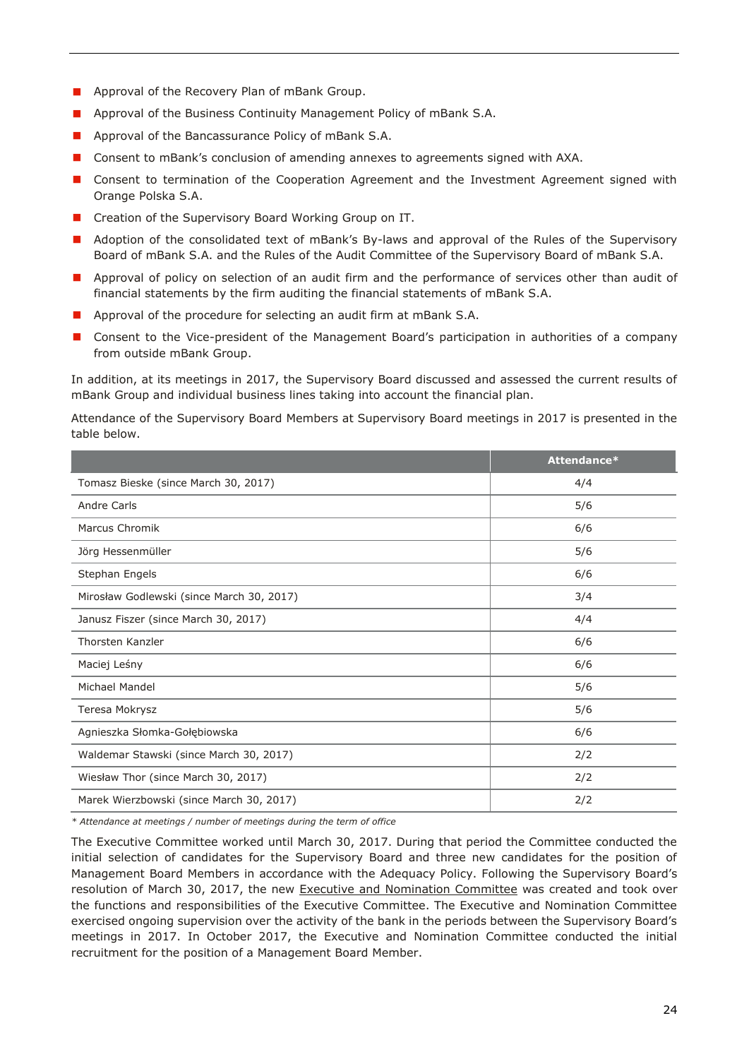- Approval of the Recovery Plan of mBank Group.
- Approval of the Business Continuity Management Policy of mBank S.A.
- Approval of the Bancassurance Policy of mBank S.A.
- Consent to mBank's conclusion of amending annexes to agreements signed with AXA.
- Consent to termination of the Cooperation Agreement and the Investment Agreement signed with Orange Polska S.A.
- Creation of the Supervisory Board Working Group on IT.
- Adoption of the consolidated text of mBank's By-laws and approval of the Rules of the Supervisory Board of mBank S.A. and the Rules of the Audit Committee of the Supervisory Board of mBank S.A.
- Approval of policy on selection of an audit firm and the performance of services other than audit of financial statements by the firm auditing the financial statements of mBank S.A.
- Approval of the procedure for selecting an audit firm at mBank S.A.
- Consent to the Vice-president of the Management Board's participation in authorities of a company from outside mBank Group.

In addition, at its meetings in 2017, the Supervisory Board discussed and assessed the current results of mBank Group and individual business lines taking into account the financial plan.

Attendance of the Supervisory Board Members at Supervisory Board meetings in 2017 is presented in the table below.

| | Attendance* |
|---|---|
| Tomasz Bieske (since March 30, 2017) | 4/4 |
| Andre Carls | 5/6 |
| Marcus Chromik | 6/6 |
| Jörg Hessenmüller | 5/6 |
| Stephan Engels | 6/6 |
| Mirosław Godlewski (since March 30, 2017) | 3/4 |
| Janusz Fiszer (since March 30, 2017) | 4/4 |
| Thorsten Kanzler | 6/6 |
| Maciej Leśny | 6/6 |
| Michael Mandel | 5/6 |
| Teresa Mokrysz | 5/6 |
| Agnieszka Słomka-Gołębiowska | 6/6 |
| Waldemar Stawski (since March 30, 2017) | 2/2 |
| Wiesław Thor (since March 30, 2017) | 2/2 |
| Marek Wierzbowski (since March 30, 2017) | 2/2 |

*\* Attendance at meetings / number of meetings during the term of office*

The Executive Committee worked until March 30, 2017. During that period the Committee conducted the initial selection of candidates for the Supervisory Board and three new candidates for the position of Management Board Members in accordance with the Adequacy Policy. Following the Supervisory Board's resolution of March 30, 2017, the new Executive and Nomination Committee was created and took over the functions and responsibilities of the Executive Committee. The Executive and Nomination Committee exercised ongoing supervision over the activity of the bank in the periods between the Supervisory Board's meetings in 2017. In October 2017, the Executive and Nomination Committee conducted the initial recruitment for the position of a Management Board Member.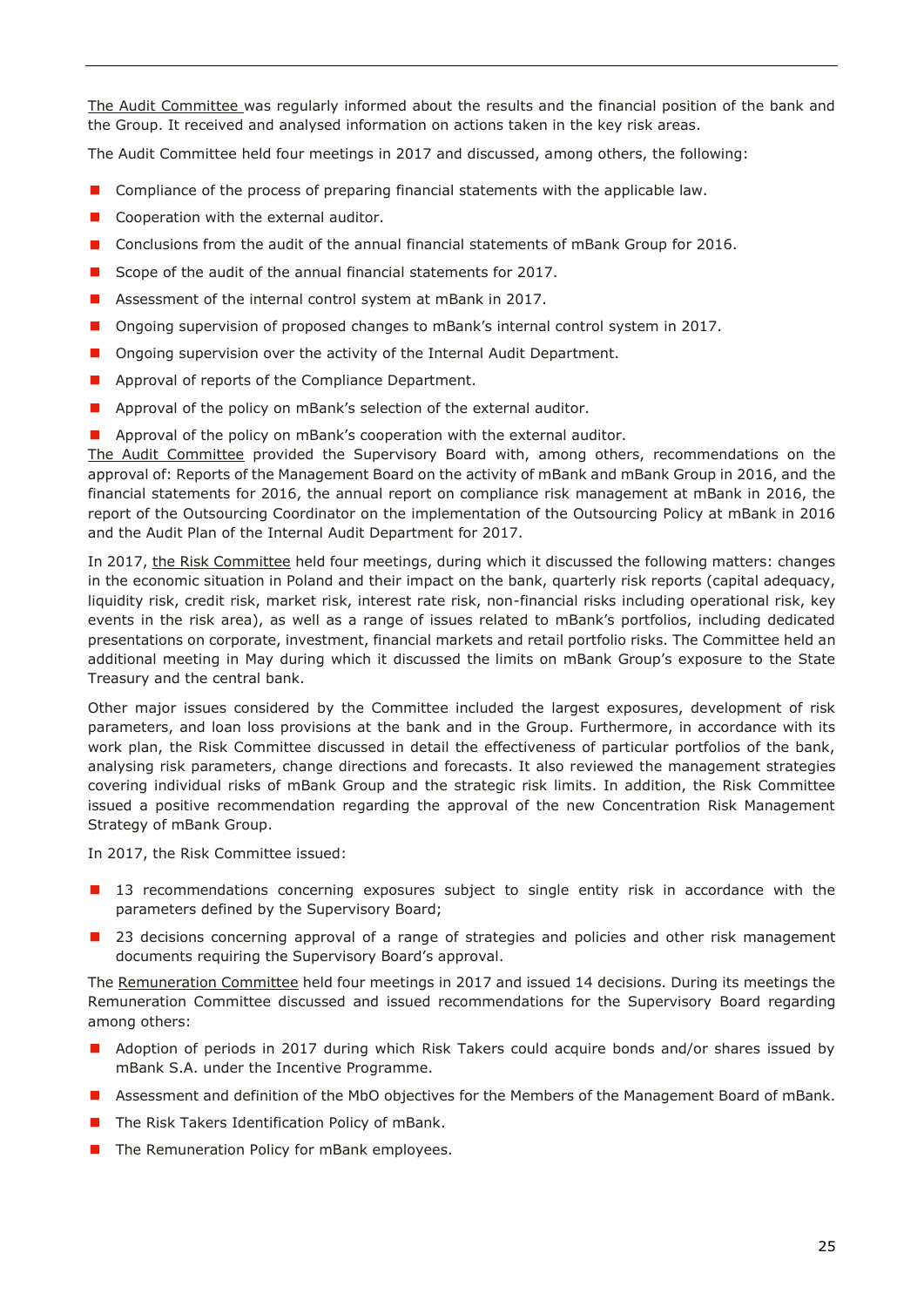The Audit Committee was regularly informed about the results and the financial position of the bank and the Group. It received and analysed information on actions taken in the key risk areas.

The Audit Committee held four meetings in 2017 and discussed, among others, the following:

- Compliance of the process of preparing financial statements with the applicable law.
- Cooperation with the external auditor.
- Conclusions from the audit of the annual financial statements of mBank Group for 2016.
- Scope of the audit of the annual financial statements for 2017.
- Assessment of the internal control system at mBank in 2017.
- Ongoing supervision of proposed changes to mBank's internal control system in 2017.
- Ongoing supervision over the activity of the Internal Audit Department.
- Approval of reports of the Compliance Department.
- Approval of the policy on mBank's selection of the external auditor.
- Approval of the policy on mBank's cooperation with the external auditor.

The Audit Committee provided the Supervisory Board with, among others, recommendations on the approval of: Reports of the Management Board on the activity of mBank and mBank Group in 2016, and the financial statements for 2016, the annual report on compliance risk management at mBank in 2016, the report of the Outsourcing Coordinator on the implementation of the Outsourcing Policy at mBank in 2016 and the Audit Plan of the Internal Audit Department for 2017.

In 2017, the Risk Committee held four meetings, during which it discussed the following matters: changes in the economic situation in Poland and their impact on the bank, quarterly risk reports (capital adequacy, liquidity risk, credit risk, market risk, interest rate risk, non-financial risks including operational risk, key events in the risk area), as well as a range of issues related to mBank's portfolios, including dedicated presentations on corporate, investment, financial markets and retail portfolio risks. The Committee held an additional meeting in May during which it discussed the limits on mBank Group's exposure to the State Treasury and the central bank.

Other major issues considered by the Committee included the largest exposures, development of risk parameters, and loan loss provisions at the bank and in the Group. Furthermore, in accordance with its work plan, the Risk Committee discussed in detail the effectiveness of particular portfolios of the bank, analysing risk parameters, change directions and forecasts. It also reviewed the management strategies covering individual risks of mBank Group and the strategic risk limits. In addition, the Risk Committee issued a positive recommendation regarding the approval of the new Concentration Risk Management Strategy of mBank Group.

In 2017, the Risk Committee issued:

- 13 recommendations concerning exposures subject to single entity risk in accordance with the parameters defined by the Supervisory Board;
- 23 decisions concerning approval of a range of strategies and policies and other risk management documents requiring the Supervisory Board's approval.

The Remuneration Committee held four meetings in 2017 and issued 14 decisions. During its meetings the Remuneration Committee discussed and issued recommendations for the Supervisory Board regarding among others:

- Adoption of periods in 2017 during which Risk Takers could acquire bonds and/or shares issued by mBank S.A. under the Incentive Programme.
- Assessment and definition of the MbO objectives for the Members of the Management Board of mBank.
- The Risk Takers Identification Policy of mBank.
- The Remuneration Policy for mBank employees.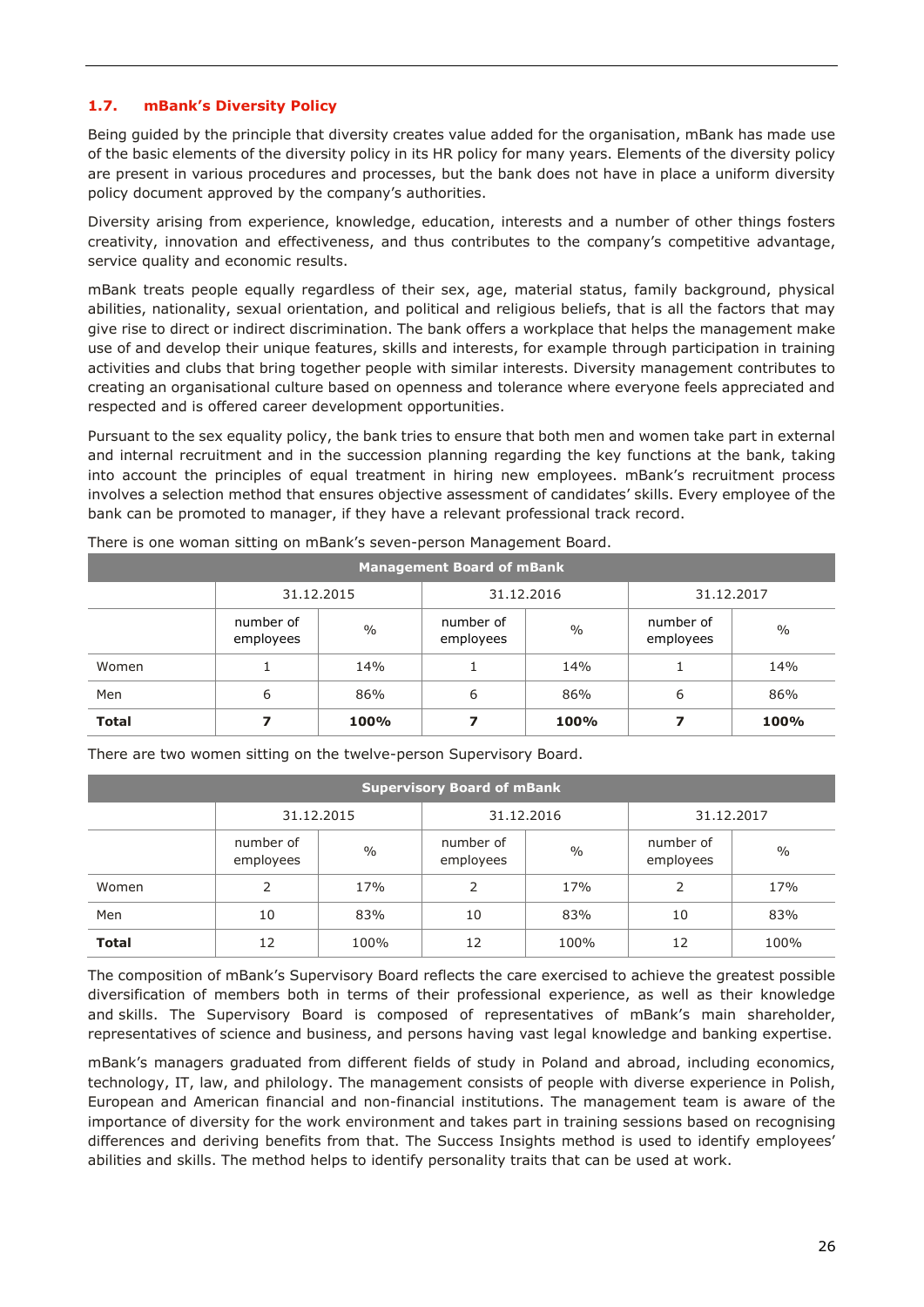## 1.7. mBank's Diversity Policy

Being guided by the principle that diversity creates value added for the organisation, mBank has made use of the basic elements of the diversity policy in its HR policy for many years. Elements of the diversity policy are present in various procedures and processes, but the bank does not have in place a uniform diversity policy document approved by the company's authorities.

Diversity arising from experience, knowledge, education, interests and a number of other things fosters creativity, innovation and effectiveness, and thus contributes to the company's competitive advantage, service quality and economic results.

mBank treats people equally regardless of their sex, age, material status, family background, physical abilities, nationality, sexual orientation, and political and religious beliefs, that is all the factors that may give rise to direct or indirect discrimination. The bank offers a workplace that helps the management make use of and develop their unique features, skills and interests, for example through participation in training activities and clubs that bring together people with similar interests. Diversity management contributes to creating an organisational culture based on openness and tolerance where everyone feels appreciated and respected and is offered career development opportunities.

Pursuant to the sex equality policy, the bank tries to ensure that both men and women take part in external and internal recruitment and in the succession planning regarding the key functions at the bank, taking into account the principles of equal treatment in hiring new employees. mBank's recruitment process involves a selection method that ensures objective assessment of candidates' skills. Every employee of the bank can be promoted to manager, if they have a relevant professional track record.

There is one woman sitting on mBank's seven-person Management Board.

| Management Board of mBank | | | | | | |
|---|---|---|---|---|---|---|
| | 31.12.2015 | | 31.12.2016 | | 31.12.2017 | |
| | number of employees | % | number of employees | % | number of employees | % |
| Women | 1 | 14% | 1 | 14% | 1 | 14% |
| Men | 6 | 86% | 6 | 86% | 6 | 86% |
| **Total** | **7** | **100%** | **7** | **100%** | **7** | **100%** |

There are two women sitting on the twelve-person Supervisory Board.

| Supervisory Board of mBank | | | | | | |
|---|---|---|---|---|---|---|
| | 31.12.2015 | | 31.12.2016 | | 31.12.2017 | |
| | number of employees | % | number of employees | % | number of employees | % |
| Women | 2 | 17% | 2 | 17% | 2 | 17% |
| Men | 10 | 83% | 10 | 83% | 10 | 83% |
| **Total** | 12 | 100% | 12 | 100% | 12 | 100% |

The composition of mBank's Supervisory Board reflects the care exercised to achieve the greatest possible diversification of members both in terms of their professional experience, as well as their knowledge and skills. The Supervisory Board is composed of representatives of mBank's main shareholder, representatives of science and business, and persons having vast legal knowledge and banking expertise.

mBank's managers graduated from different fields of study in Poland and abroad, including economics, technology, IT, law, and philology. The management consists of people with diverse experience in Polish, European and American financial and non-financial institutions. The management team is aware of the importance of diversity for the work environment and takes part in training sessions based on recognising differences and deriving benefits from that. The Success Insights method is used to identify employees' abilities and skills. The method helps to identify personality traits that can be used at work.